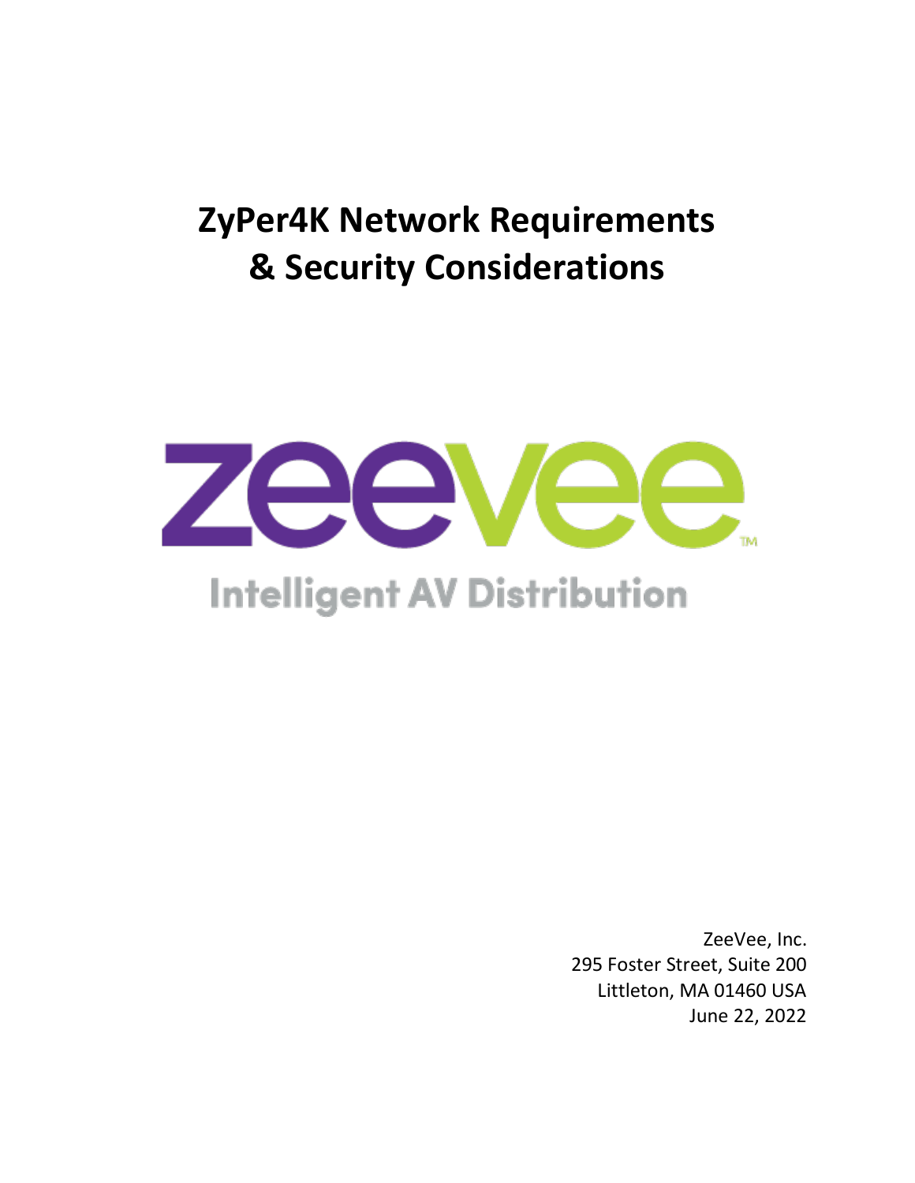# ZyPer4K Network Requirements & Security Considerations

zeevee™

Intelligent AV Distribution

ZeeVee, Inc.
295 Foster Street, Suite 200
Littleton, MA 01460 USA
June 22, 2022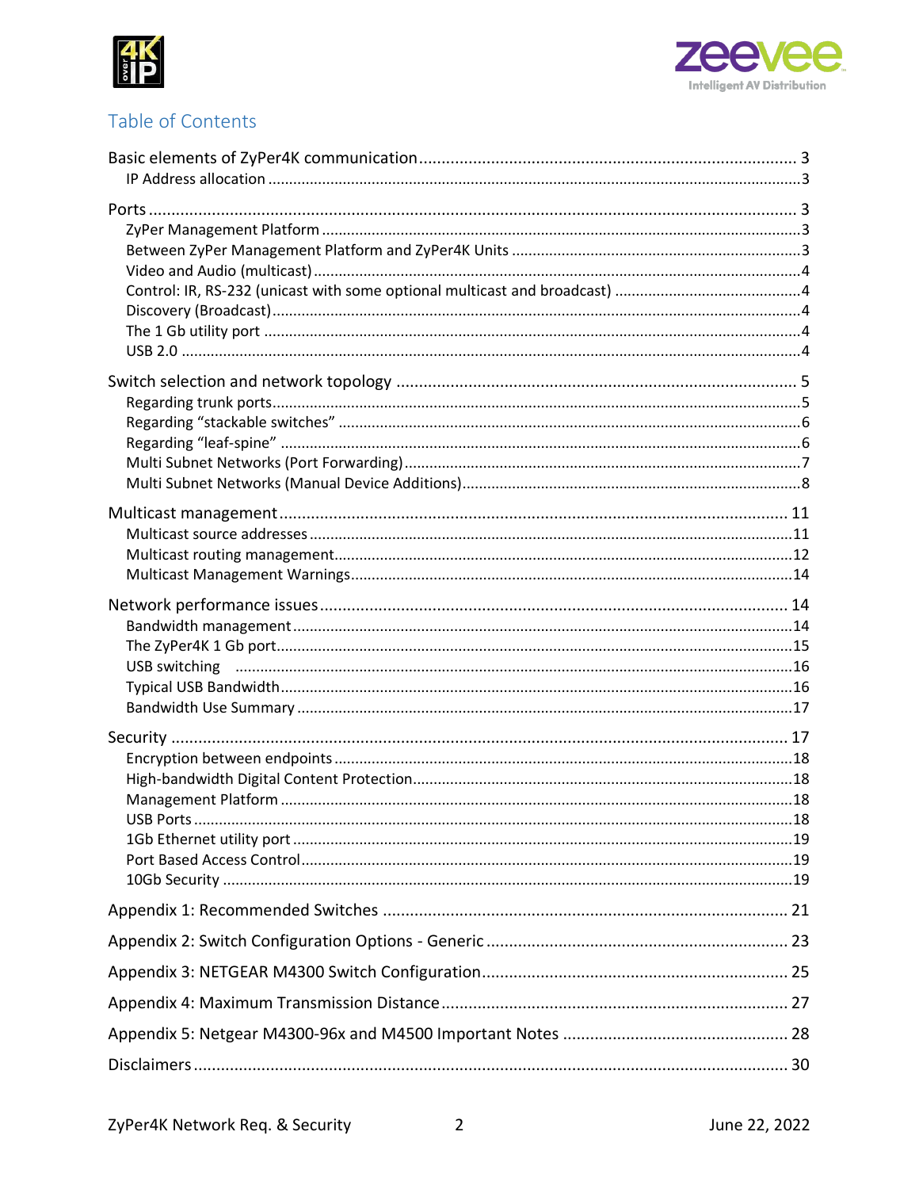## Table of Contents

Basic elements of ZyPer4K communication ........ 3
- IP Address allocation ........ 3

Ports ........ 3
- ZyPer Management Platform ........ 3
- Between ZyPer Management Platform and ZyPer4K Units ........ 3
- Video and Audio (multicast) ........ 4
- Control: IR, RS-232 (unicast with some optional multicast and broadcast) ........ 4
- Discovery (Broadcast) ........ 4
- The 1 Gb utility port ........ 4
- USB 2.0 ........ 4

Switch selection and network topology ........ 5
- Regarding trunk ports ........ 5
- Regarding "stackable switches" ........ 6
- Regarding "leaf-spine" ........ 6
- Multi Subnet Networks (Port Forwarding) ........ 7
- Multi Subnet Networks (Manual Device Additions) ........ 8

Multicast management ........ 11
- Multicast source addresses ........ 11
- Multicast routing management ........ 12
- Multicast Management Warnings ........ 14

Network performance issues ........ 14
- Bandwidth management ........ 14
- The ZyPer4K 1 Gb port ........ 15
- USB switching ........ 16
- Typical USB Bandwidth ........ 16
- Bandwidth Use Summary ........ 17

Security ........ 17
- Encryption between endpoints ........ 18
- High-bandwidth Digital Content Protection ........ 18
- Management Platform ........ 18
- USB Ports ........ 18
- 1Gb Ethernet utility port ........ 19
- Port Based Access Control ........ 19
- 10Gb Security ........ 19

Appendix 1: Recommended Switches ........ 21

Appendix 2: Switch Configuration Options - Generic ........ 23

Appendix 3: NETGEAR M4300 Switch Configuration ........ 25

Appendix 4: Maximum Transmission Distance ........ 27

Appendix 5: Netgear M4300-96x and M4500 Important Notes ........ 28

Disclaimers ........ 30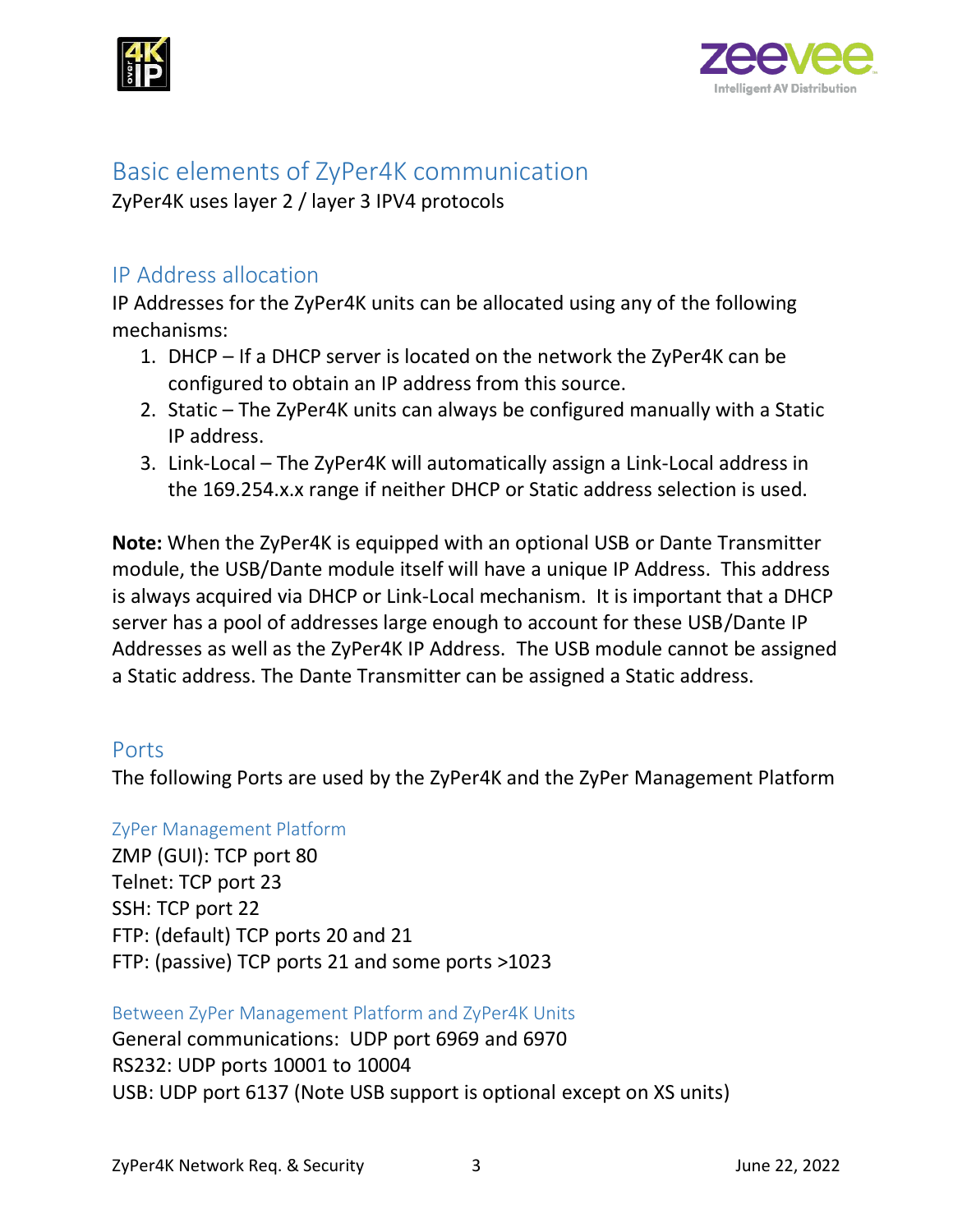# Basic elements of ZyPer4K communication

ZyPer4K uses layer 2 / layer 3 IPV4 protocols

## IP Address allocation

IP Addresses for the ZyPer4K units can be allocated using any of the following mechanisms:

1. DHCP – If a DHCP server is located on the network the ZyPer4K can be configured to obtain an IP address from this source.
2. Static – The ZyPer4K units can always be configured manually with a Static IP address.
3. Link-Local – The ZyPer4K will automatically assign a Link-Local address in the 169.254.x.x range if neither DHCP or Static address selection is used.

**Note:** When the ZyPer4K is equipped with an optional USB or Dante Transmitter module, the USB/Dante module itself will have a unique IP Address. This address is always acquired via DHCP or Link-Local mechanism. It is important that a DHCP server has a pool of addresses large enough to account for these USB/Dante IP Addresses as well as the ZyPer4K IP Address. The USB module cannot be assigned a Static address. The Dante Transmitter can be assigned a Static address.

## Ports

The following Ports are used by the ZyPer4K and the ZyPer Management Platform

### ZyPer Management Platform

ZMP (GUI): TCP port 80
Telnet: TCP port 23
SSH: TCP port 22
FTP: (default) TCP ports 20 and 21
FTP: (passive) TCP ports 21 and some ports >1023

### Between ZyPer Management Platform and ZyPer4K Units

General communications: UDP port 6969 and 6970
RS232: UDP ports 10001 to 10004
USB: UDP port 6137 (Note USB support is optional except on XS units)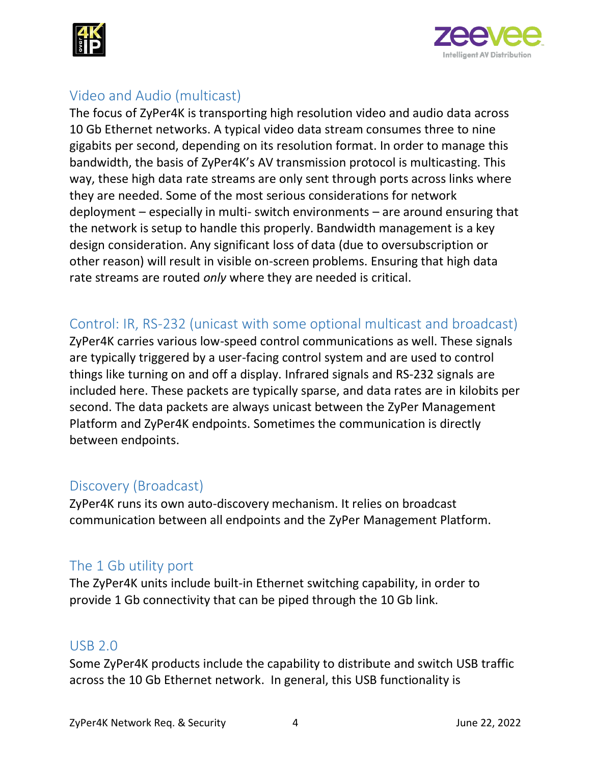## Video and Audio (multicast)

The focus of ZyPer4K is transporting high resolution video and audio data across 10 Gb Ethernet networks. A typical video data stream consumes three to nine gigabits per second, depending on its resolution format. In order to manage this bandwidth, the basis of ZyPer4K's AV transmission protocol is multicasting. This way, these high data rate streams are only sent through ports across links where they are needed. Some of the most serious considerations for network deployment – especially in multi- switch environments – are around ensuring that the network is setup to handle this properly. Bandwidth management is a key design consideration. Any significant loss of data (due to oversubscription or other reason) will result in visible on-screen problems. Ensuring that high data rate streams are routed *only* where they are needed is critical.

## Control: IR, RS-232 (unicast with some optional multicast and broadcast)

ZyPer4K carries various low-speed control communications as well. These signals are typically triggered by a user-facing control system and are used to control things like turning on and off a display. Infrared signals and RS-232 signals are included here. These packets are typically sparse, and data rates are in kilobits per second. The data packets are always unicast between the ZyPer Management Platform and ZyPer4K endpoints. Sometimes the communication is directly between endpoints.

## Discovery (Broadcast)

ZyPer4K runs its own auto-discovery mechanism. It relies on broadcast communication between all endpoints and the ZyPer Management Platform.

## The 1 Gb utility port

The ZyPer4K units include built-in Ethernet switching capability, in order to provide 1 Gb connectivity that can be piped through the 10 Gb link.

## USB 2.0

Some ZyPer4K products include the capability to distribute and switch USB traffic across the 10 Gb Ethernet network. In general, this USB functionality is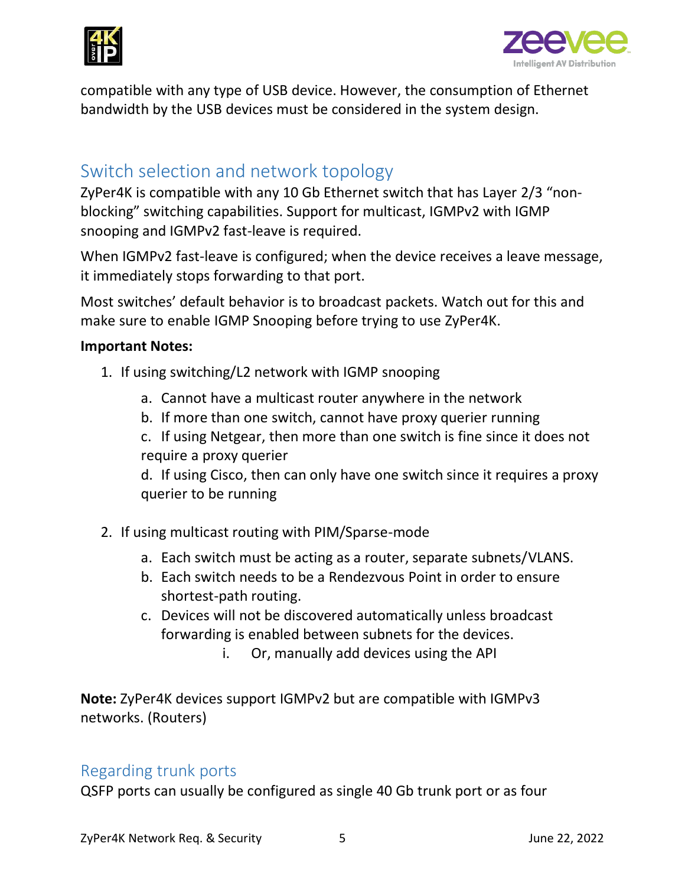compatible with any type of USB device. However, the consumption of Ethernet bandwidth by the USB devices must be considered in the system design.

## Switch selection and network topology

ZyPer4K is compatible with any 10 Gb Ethernet switch that has Layer 2/3 “non-blocking” switching capabilities. Support for multicast, IGMPv2 with IGMP snooping and IGMPv2 fast-leave is required.

When IGMPv2 fast-leave is configured; when the device receives a leave message, it immediately stops forwarding to that port.

Most switches’ default behavior is to broadcast packets. Watch out for this and make sure to enable IGMP Snooping before trying to use ZyPer4K.

**Important Notes:**

1. If using switching/L2 network with IGMP snooping
   a. Cannot have a multicast router anywhere in the network
   b. If more than one switch, cannot have proxy querier running
   c. If using Netgear, then more than one switch is fine since it does not require a proxy querier
   d. If using Cisco, then can only have one switch since it requires a proxy querier to be running

2. If using multicast routing with PIM/Sparse-mode
   a. Each switch must be acting as a router, separate subnets/VLANS.
   b. Each switch needs to be a Rendezvous Point in order to ensure shortest-path routing.
   c. Devices will not be discovered automatically unless broadcast forwarding is enabled between subnets for the devices.
      i. Or, manually add devices using the API

**Note:** ZyPer4K devices support IGMPv2 but are compatible with IGMPv3 networks. (Routers)

## Regarding trunk ports

QSFP ports can usually be configured as single 40 Gb trunk port or as four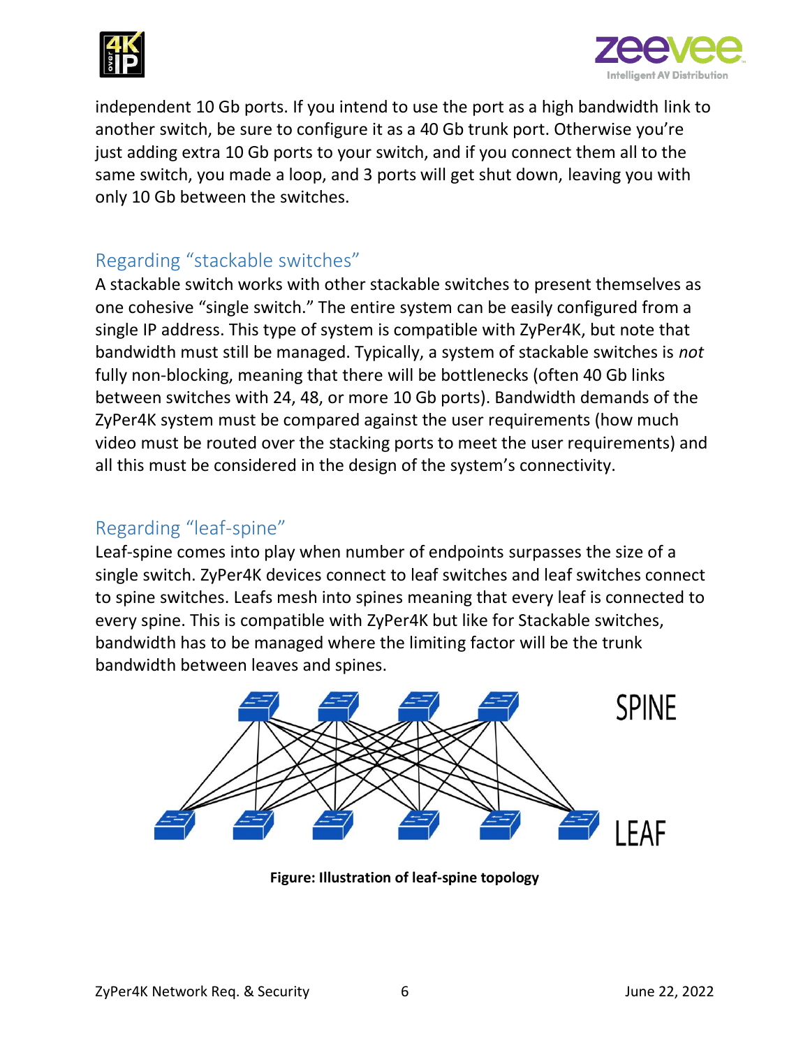independent 10 Gb ports. If you intend to use the port as a high bandwidth link to another switch, be sure to configure it as a 40 Gb trunk port. Otherwise you're just adding extra 10 Gb ports to your switch, and if you connect them all to the same switch, you made a loop, and 3 ports will get shut down, leaving you with only 10 Gb between the switches.

## Regarding "stackable switches"

A stackable switch works with other stackable switches to present themselves as one cohesive "single switch." The entire system can be easily configured from a single IP address. This type of system is compatible with ZyPer4K, but note that bandwidth must still be managed. Typically, a system of stackable switches is *not* fully non-blocking, meaning that there will be bottlenecks (often 40 Gb links between switches with 24, 48, or more 10 Gb ports). Bandwidth demands of the ZyPer4K system must be compared against the user requirements (how much video must be routed over the stacking ports to meet the user requirements) and all this must be considered in the design of the system's connectivity.

## Regarding "leaf-spine"

Leaf-spine comes into play when number of endpoints surpasses the size of a single switch. ZyPer4K devices connect to leaf switches and leaf switches connect to spine switches. Leafs mesh into spines meaning that every leaf is connected to every spine. This is compatible with ZyPer4K but like for Stackable switches, bandwidth has to be managed where the limiting factor will be the trunk bandwidth between leaves and spines.

**Figure: Illustration of leaf-spine topology**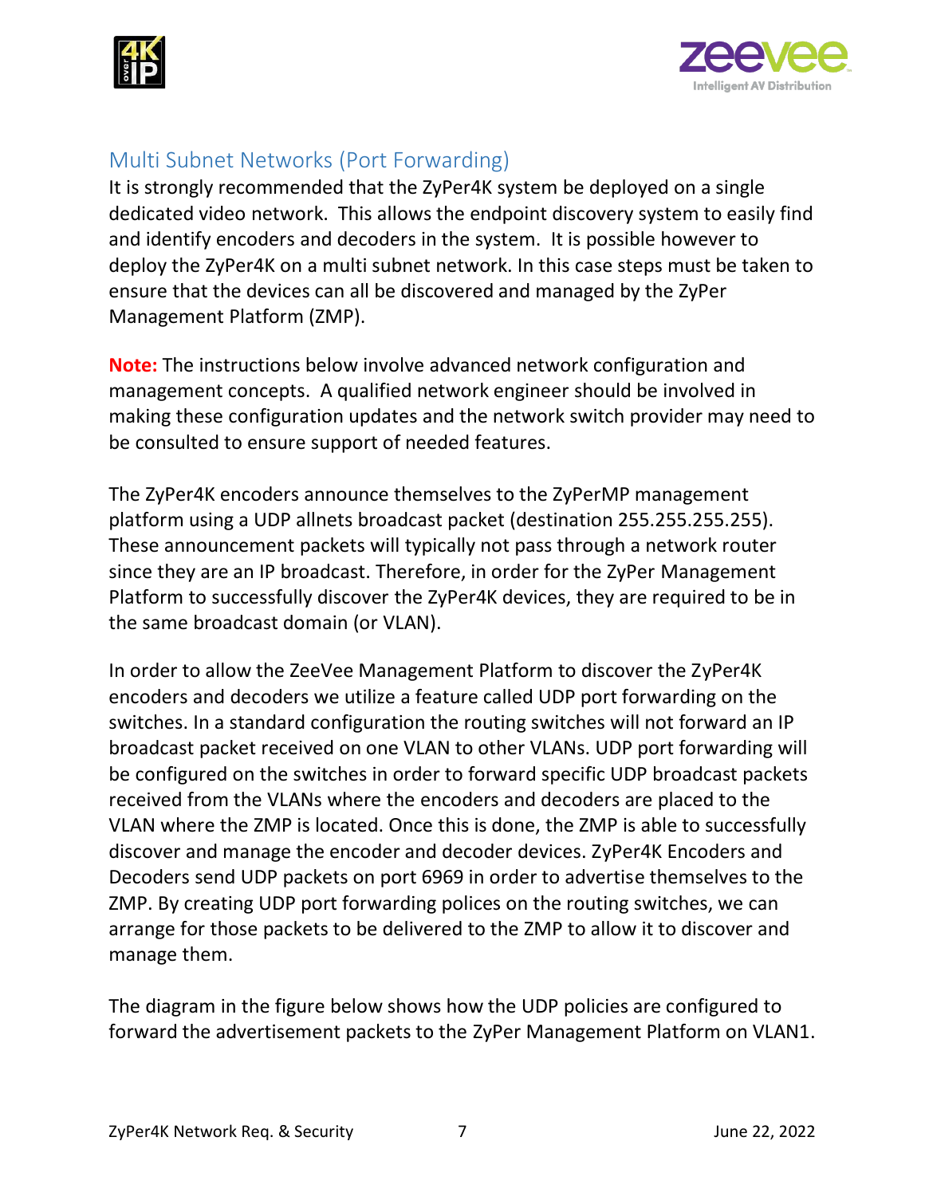## Multi Subnet Networks (Port Forwarding)

It is strongly recommended that the ZyPer4K system be deployed on a single dedicated video network. This allows the endpoint discovery system to easily find and identify encoders and decoders in the system. It is possible however to deploy the ZyPer4K on a multi subnet network. In this case steps must be taken to ensure that the devices can all be discovered and managed by the ZyPer Management Platform (ZMP).

**Note:** The instructions below involve advanced network configuration and management concepts. A qualified network engineer should be involved in making these configuration updates and the network switch provider may need to be consulted to ensure support of needed features.

The ZyPer4K encoders announce themselves to the ZyPerMP management platform using a UDP allnets broadcast packet (destination 255.255.255.255). These announcement packets will typically not pass through a network router since they are an IP broadcast. Therefore, in order for the ZyPer Management Platform to successfully discover the ZyPer4K devices, they are required to be in the same broadcast domain (or VLAN).

In order to allow the ZeeVee Management Platform to discover the ZyPer4K encoders and decoders we utilize a feature called UDP port forwarding on the switches. In a standard configuration the routing switches will not forward an IP broadcast packet received on one VLAN to other VLANs. UDP port forwarding will be configured on the switches in order to forward specific UDP broadcast packets received from the VLANs where the encoders and decoders are placed to the VLAN where the ZMP is located. Once this is done, the ZMP is able to successfully discover and manage the encoder and decoder devices. ZyPer4K Encoders and Decoders send UDP packets on port 6969 in order to advertise themselves to the ZMP. By creating UDP port forwarding polices on the routing switches, we can arrange for those packets to be delivered to the ZMP to allow it to discover and manage them.

The diagram in the figure below shows how the UDP policies are configured to forward the advertisement packets to the ZyPer Management Platform on VLAN1.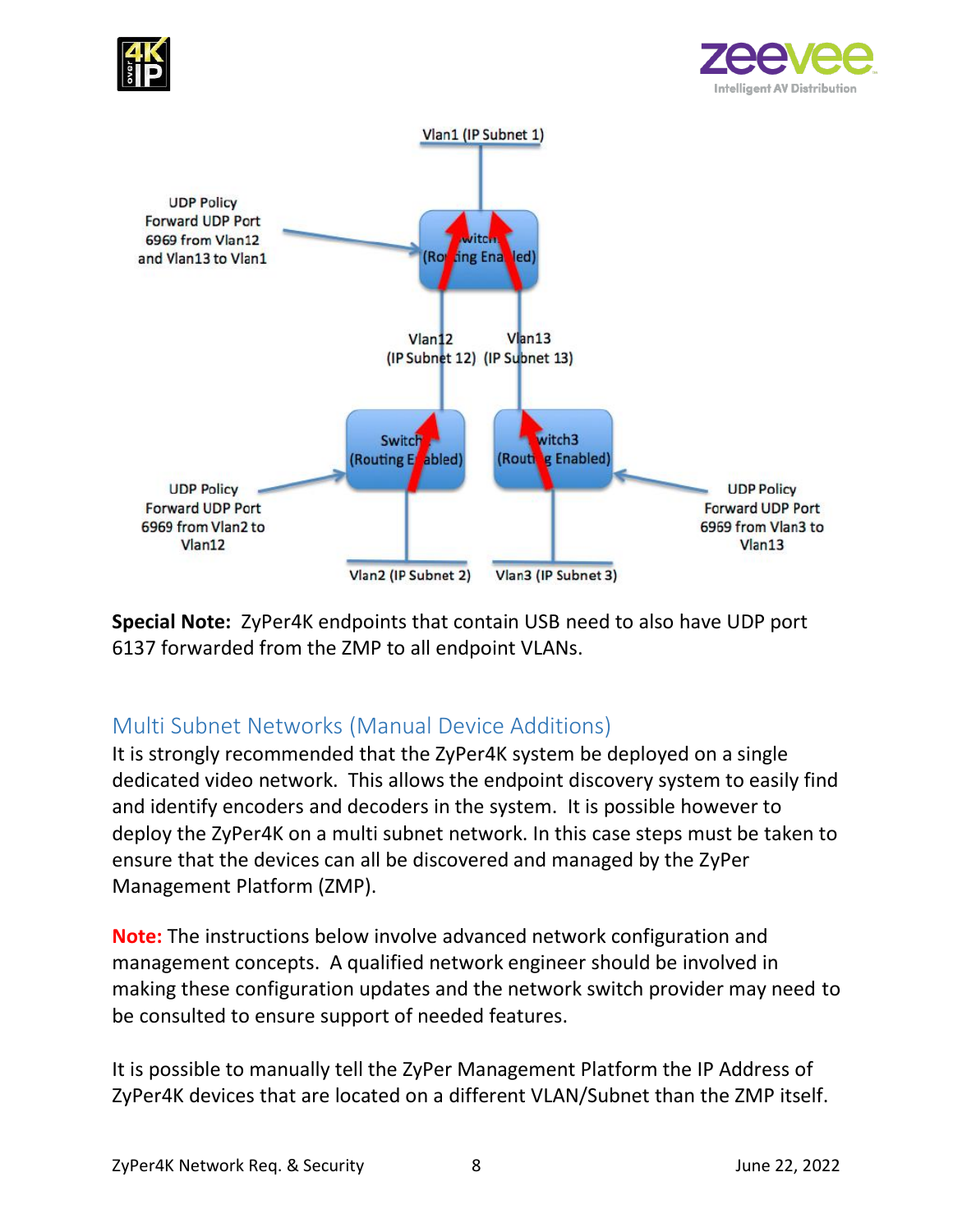Vlan1 (IP Subnet 1)

UDP Policy
Forward UDP Port
6969 from Vlan12
and Vlan13 to Vlan1

Switch
(Routing Enabled)

Vlan12
(IP Subnet 12)

Vlan13
(IP Subnet 13)

Switch2
(Routing Enabled)

Switch3
(Routing Enabled)

UDP Policy
Forward UDP Port
6969 from Vlan2 to
Vlan12

UDP Policy
Forward UDP Port
6969 from Vlan3 to
Vlan13

Vlan2 (IP Subnet 2)

Vlan3 (IP Subnet 3)

**Special Note:** ZyPer4K endpoints that contain USB need to also have UDP port 6137 forwarded from the ZMP to all endpoint VLANs.

## Multi Subnet Networks (Manual Device Additions)

It is strongly recommended that the ZyPer4K system be deployed on a single dedicated video network. This allows the endpoint discovery system to easily find and identify encoders and decoders in the system. It is possible however to deploy the ZyPer4K on a multi subnet network. In this case steps must be taken to ensure that the devices can all be discovered and managed by the ZyPer Management Platform (ZMP).

**Note:** The instructions below involve advanced network configuration and management concepts. A qualified network engineer should be involved in making these configuration updates and the network switch provider may need to be consulted to ensure support of needed features.

It is possible to manually tell the ZyPer Management Platform the IP Address of ZyPer4K devices that are located on a different VLAN/Subnet than the ZMP itself.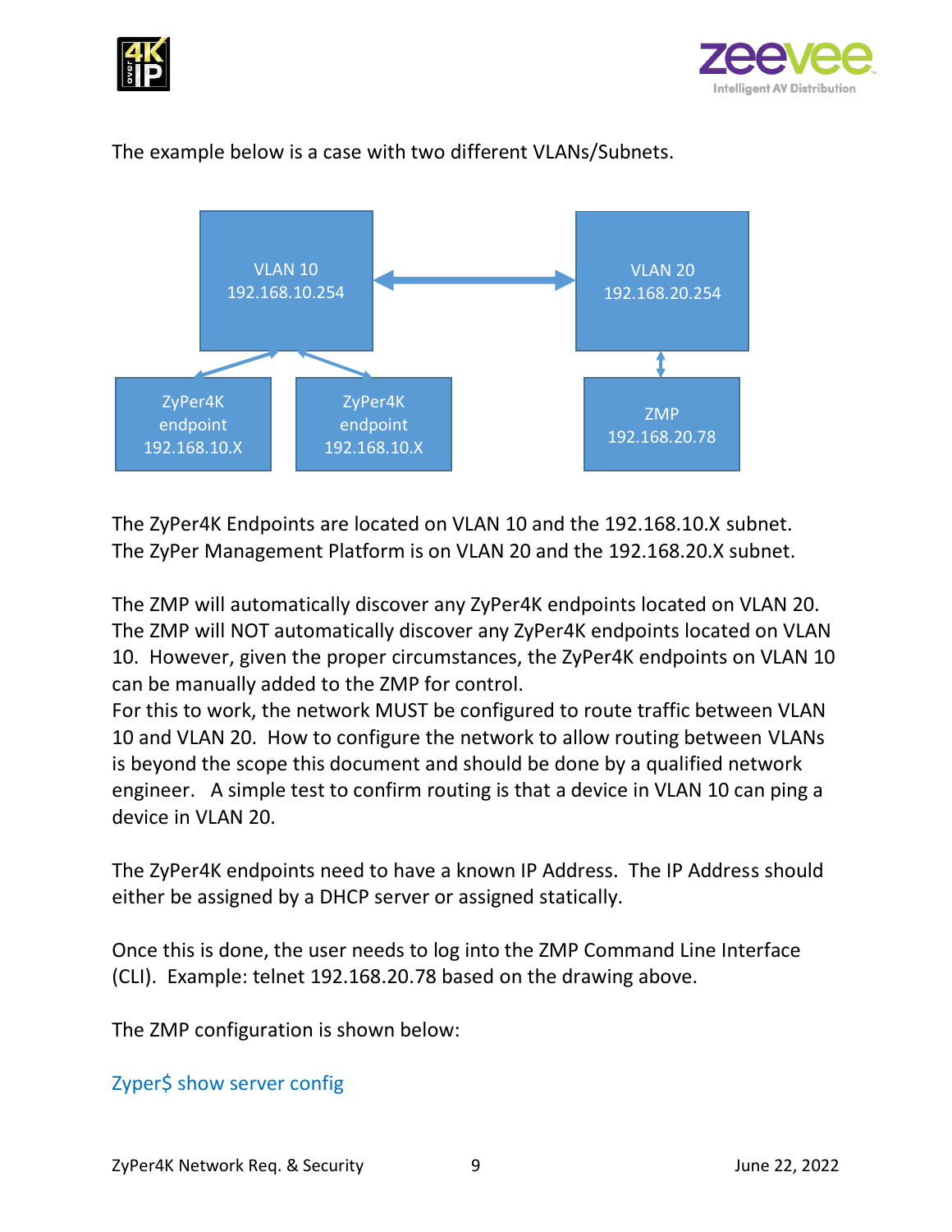The example below is a case with two different VLANs/Subnets.

VLAN 10
192.168.10.254

VLAN 20
192.168.20.254

ZyPer4K endpoint
192.168.10.X

ZyPer4K endpoint
192.168.10.X

ZMP
192.168.20.78

The ZyPer4K Endpoints are located on VLAN 10 and the 192.168.10.X subnet.
The ZyPer Management Platform is on VLAN 20 and the 192.168.20.X subnet.

The ZMP will automatically discover any ZyPer4K endpoints located on VLAN 20. The ZMP will NOT automatically discover any ZyPer4K endpoints located on VLAN 10. However, given the proper circumstances, the ZyPer4K endpoints on VLAN 10 can be manually added to the ZMP for control.
For this to work, the network MUST be configured to route traffic between VLAN 10 and VLAN 20. How to configure the network to allow routing between VLANs is beyond the scope this document and should be done by a qualified network engineer. A simple test to confirm routing is that a device in VLAN 10 can ping a device in VLAN 20.

The ZyPer4K endpoints need to have a known IP Address. The IP Address should either be assigned by a DHCP server or assigned statically.

Once this is done, the user needs to log into the ZMP Command Line Interface (CLI). Example: telnet 192.168.20.78 based on the drawing above.

The ZMP configuration is shown below:

```
Zyper$ show server config
```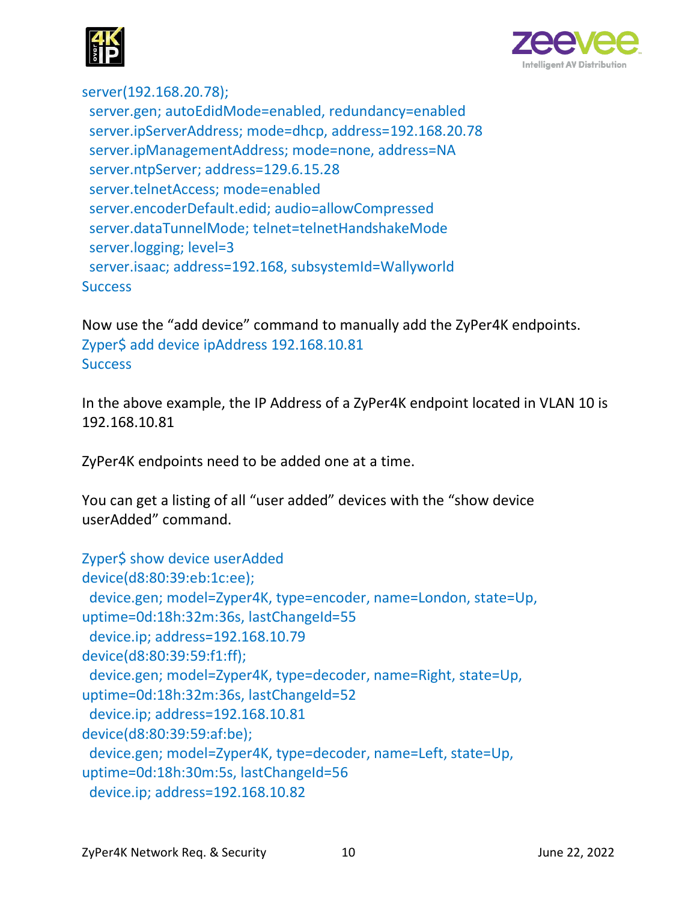```
server(192.168.20.78);
  server.gen; autoEdidMode=enabled, redundancy=enabled
  server.ipServerAddress; mode=dhcp, address=192.168.20.78
  server.ipManagementAddress; mode=none, address=NA
  server.ntpServer; address=129.6.15.28
  server.telnetAccess; mode=enabled
  server.encoderDefault.edid; audio=allowCompressed
  server.dataTunnelMode; telnet=telnetHandshakeMode
  server.logging; level=3
  server.isaac; address=192.168, subsystemId=Wallyworld
Success
```

Now use the “add device” command to manually add the ZyPer4K endpoints.

```
Zyper$ add device ipAddress 192.168.10.81
Success
```

In the above example, the IP Address of a ZyPer4K endpoint located in VLAN 10 is 192.168.10.81

ZyPer4K endpoints need to be added one at a time.

You can get a listing of all “user added” devices with the “show device userAdded” command.

```
Zyper$ show device userAdded
device(d8:80:39:eb:1c:ee);
  device.gen; model=Zyper4K, type=encoder, name=London, state=Up,
uptime=0d:18h:32m:36s, lastChangeId=55
  device.ip; address=192.168.10.79
device(d8:80:39:59:f1:ff);
  device.gen; model=Zyper4K, type=decoder, name=Right, state=Up,
uptime=0d:18h:32m:36s, lastChangeId=52
  device.ip; address=192.168.10.81
device(d8:80:39:59:af:be);
  device.gen; model=Zyper4K, type=decoder, name=Left, state=Up,
uptime=0d:18h:30m:5s, lastChangeId=56
  device.ip; address=192.168.10.82
```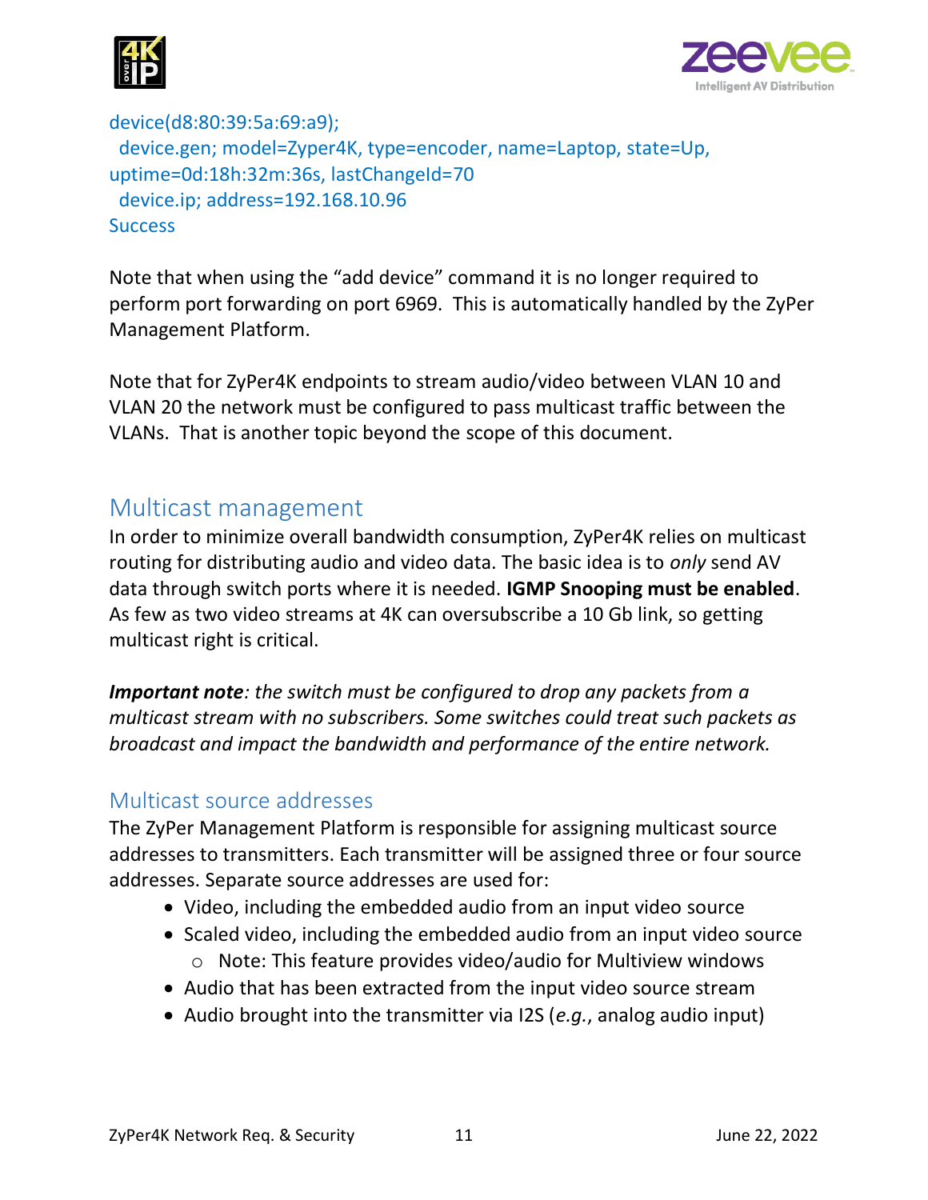```
device(d8:80:39:5a:69:a9);
  device.gen; model=Zyper4K, type=encoder, name=Laptop, state=Up,
uptime=0d:18h:32m:36s, lastChangeId=70
  device.ip; address=192.168.10.96
Success
```

Note that when using the "add device" command it is no longer required to perform port forwarding on port 6969. This is automatically handled by the ZyPer Management Platform.

Note that for ZyPer4K endpoints to stream audio/video between VLAN 10 and VLAN 20 the network must be configured to pass multicast traffic between the VLANs. That is another topic beyond the scope of this document.

## Multicast management

In order to minimize overall bandwidth consumption, ZyPer4K relies on multicast routing for distributing audio and video data. The basic idea is to *only* send AV data through switch ports where it is needed. **IGMP Snooping must be enabled**. As few as two video streams at 4K can oversubscribe a 10 Gb link, so getting multicast right is critical.

***Important note****: the switch must be configured to drop any packets from a multicast stream with no subscribers. Some switches could treat such packets as broadcast and impact the bandwidth and performance of the entire network.*

### Multicast source addresses

The ZyPer Management Platform is responsible for assigning multicast source addresses to transmitters. Each transmitter will be assigned three or four source addresses. Separate source addresses are used for:

- Video, including the embedded audio from an input video source
- Scaled video, including the embedded audio from an input video source
    - Note: This feature provides video/audio for Multiview windows
- Audio that has been extracted from the input video source stream
- Audio brought into the transmitter via I2S (*e.g.*, analog audio input)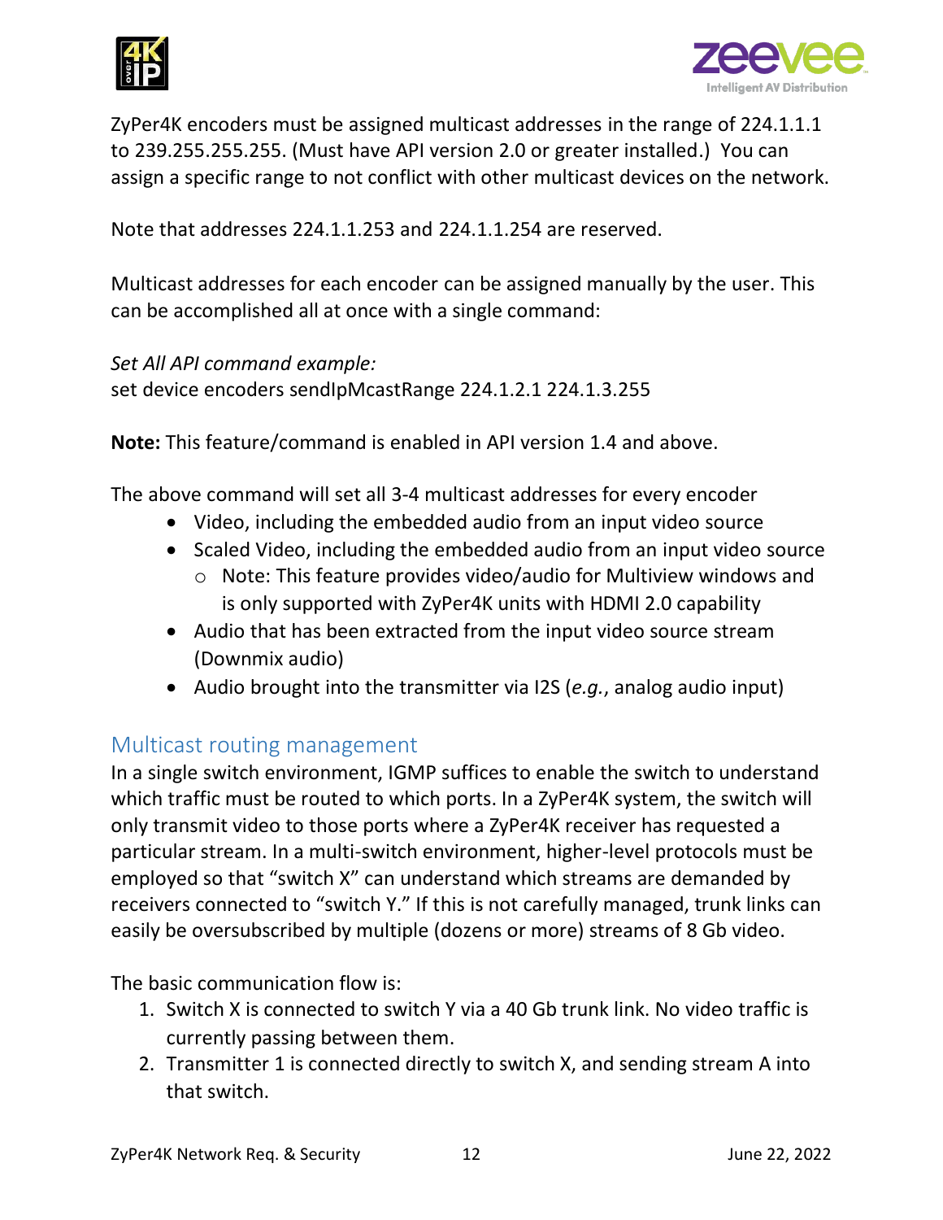ZyPer4K encoders must be assigned multicast addresses in the range of 224.1.1.1 to 239.255.255.255. (Must have API version 2.0 or greater installed.) You can assign a specific range to not conflict with other multicast devices on the network.

Note that addresses 224.1.1.253 and 224.1.1.254 are reserved.

Multicast addresses for each encoder can be assigned manually by the user. This can be accomplished all at once with a single command:

*Set All API command example:*
set device encoders sendIpMcastRange 224.1.2.1 224.1.3.255

**Note:** This feature/command is enabled in API version 1.4 and above.

The above command will set all 3-4 multicast addresses for every encoder

- Video, including the embedded audio from an input video source
- Scaled Video, including the embedded audio from an input video source
    - Note: This feature provides video/audio for Multiview windows and is only supported with ZyPer4K units with HDMI 2.0 capability
- Audio that has been extracted from the input video source stream (Downmix audio)
- Audio brought into the transmitter via I2S (*e.g.*, analog audio input)

## Multicast routing management

In a single switch environment, IGMP suffices to enable the switch to understand which traffic must be routed to which ports. In a ZyPer4K system, the switch will only transmit video to those ports where a ZyPer4K receiver has requested a particular stream. In a multi-switch environment, higher-level protocols must be employed so that “switch X” can understand which streams are demanded by receivers connected to “switch Y.” If this is not carefully managed, trunk links can easily be oversubscribed by multiple (dozens or more) streams of 8 Gb video.

The basic communication flow is:

1. Switch X is connected to switch Y via a 40 Gb trunk link. No video traffic is currently passing between them.
2. Transmitter 1 is connected directly to switch X, and sending stream A into that switch.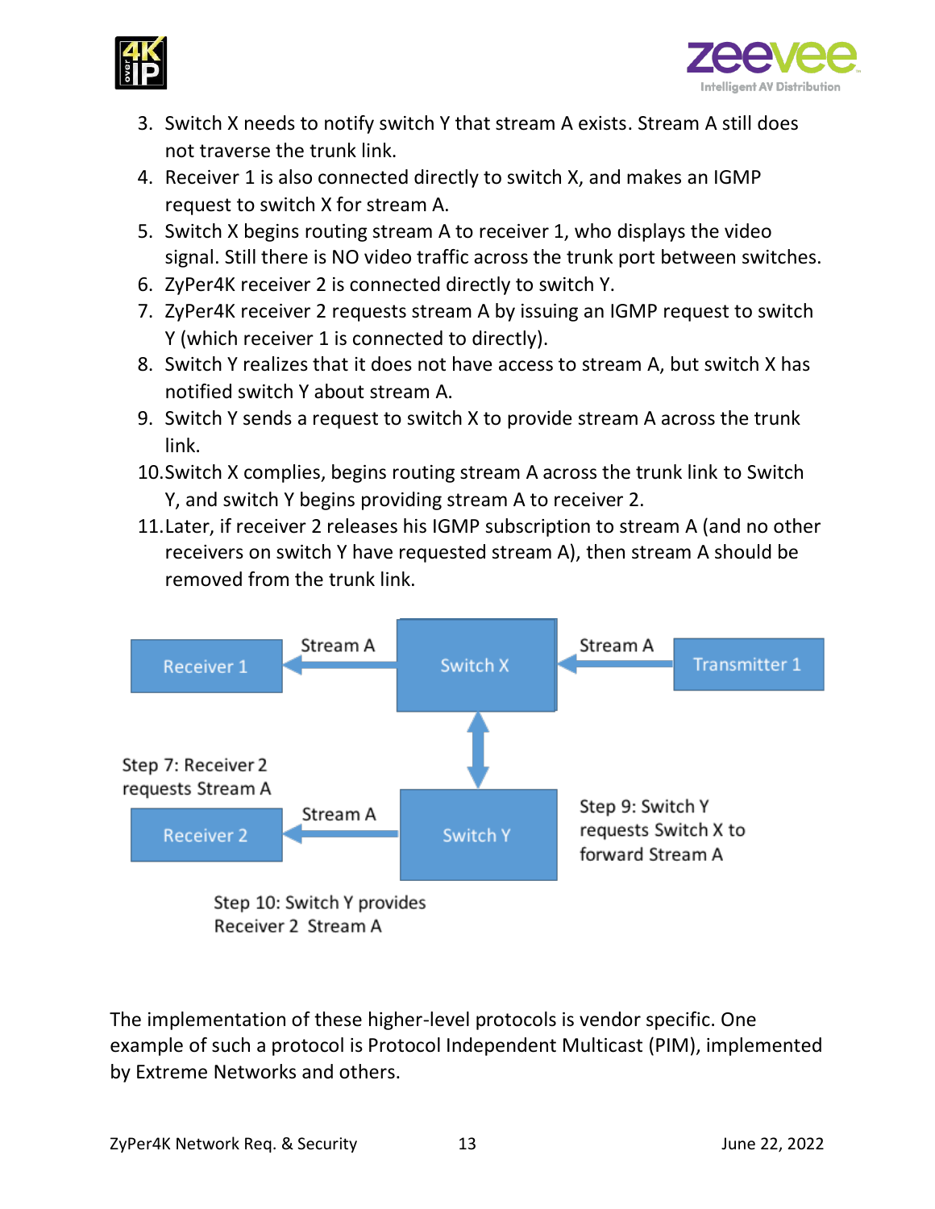3. Switch X needs to notify switch Y that stream A exists. Stream A still does not traverse the trunk link.
4. Receiver 1 is also connected directly to switch X, and makes an IGMP request to switch X for stream A.
5. Switch X begins routing stream A to receiver 1, who displays the video signal. Still there is NO video traffic across the trunk port between switches.
6. ZyPer4K receiver 2 is connected directly to switch Y.
7. ZyPer4K receiver 2 requests stream A by issuing an IGMP request to switch Y (which receiver 1 is connected to directly).
8. Switch Y realizes that it does not have access to stream A, but switch X has notified switch Y about stream A.
9. Switch Y sends a request to switch X to provide stream A across the trunk link.
10. Switch X complies, begins routing stream A across the trunk link to Switch Y, and switch Y begins providing stream A to receiver 2.
11. Later, if receiver 2 releases his IGMP subscription to stream A (and no other receivers on switch Y have requested stream A), then stream A should be removed from the trunk link.

Receiver 1 ← Stream A ← Switch X ← Stream A ← Transmitter 1

Switch X ↕ Switch Y

Step 7: Receiver 2 requests Stream A

Receiver 2 ← Stream A ← Switch Y

Step 9: Switch Y requests Switch X to forward Stream A

Step 10: Switch Y provides Receiver 2 Stream A

The implementation of these higher-level protocols is vendor specific. One example of such a protocol is Protocol Independent Multicast (PIM), implemented by Extreme Networks and others.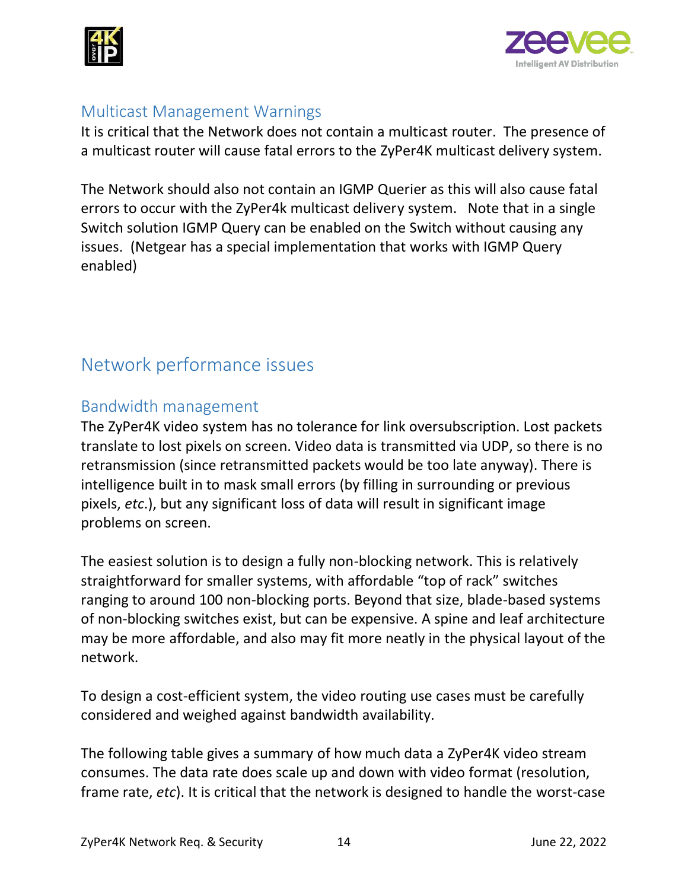## Multicast Management Warnings

It is critical that the Network does not contain a multicast router. The presence of a multicast router will cause fatal errors to the ZyPer4K multicast delivery system.

The Network should also not contain an IGMP Querier as this will also cause fatal errors to occur with the ZyPer4k multicast delivery system. Note that in a single Switch solution IGMP Query can be enabled on the Switch without causing any issues. (Netgear has a special implementation that works with IGMP Query enabled)

# Network performance issues

## Bandwidth management

The ZyPer4K video system has no tolerance for link oversubscription. Lost packets translate to lost pixels on screen. Video data is transmitted via UDP, so there is no retransmission (since retransmitted packets would be too late anyway). There is intelligence built in to mask small errors (by filling in surrounding or previous pixels, *etc*.), but any significant loss of data will result in significant image problems on screen.

The easiest solution is to design a fully non-blocking network. This is relatively straightforward for smaller systems, with affordable "top of rack" switches ranging to around 100 non-blocking ports. Beyond that size, blade-based systems of non-blocking switches exist, but can be expensive. A spine and leaf architecture may be more affordable, and also may fit more neatly in the physical layout of the network.

To design a cost-efficient system, the video routing use cases must be carefully considered and weighed against bandwidth availability.

The following table gives a summary of how much data a ZyPer4K video stream consumes. The data rate does scale up and down with video format (resolution, frame rate, *etc*). It is critical that the network is designed to handle the worst-case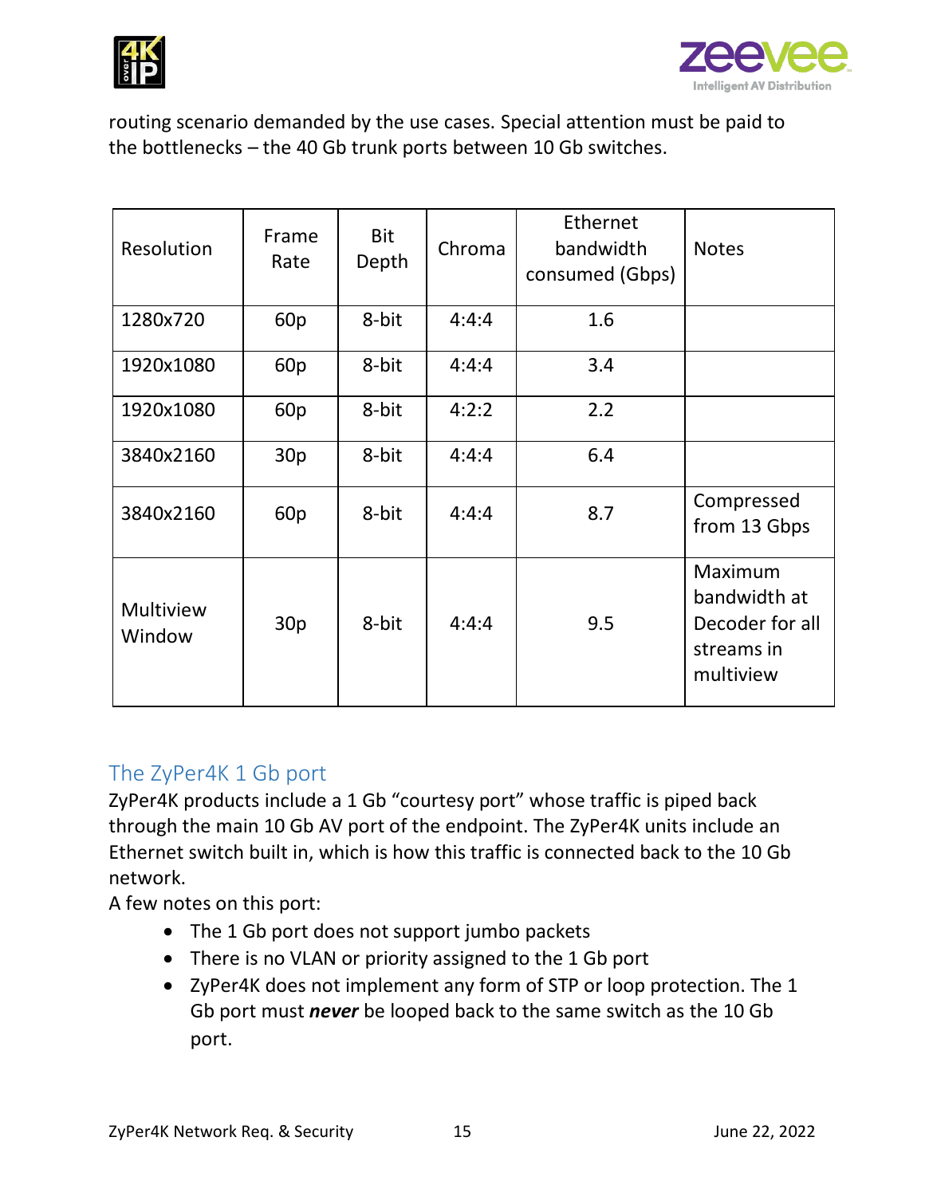routing scenario demanded by the use cases. Special attention must be paid to the bottlenecks – the 40 Gb trunk ports between 10 Gb switches.

| Resolution | Frame Rate | Bit Depth | Chroma | Ethernet bandwidth consumed (Gbps) | Notes |
|---|---|---|---|---|---|
| 1280x720 | 60p | 8-bit | 4:4:4 | 1.6 | |
| 1920x1080 | 60p | 8-bit | 4:4:4 | 3.4 | |
| 1920x1080 | 60p | 8-bit | 4:2:2 | 2.2 | |
| 3840x2160 | 30p | 8-bit | 4:4:4 | 6.4 | |
| 3840x2160 | 60p | 8-bit | 4:4:4 | 8.7 | Compressed from 13 Gbps |
| Multiview Window | 30p | 8-bit | 4:4:4 | 9.5 | Maximum bandwidth at Decoder for all streams in multiview |

## The ZyPer4K 1 Gb port

ZyPer4K products include a 1 Gb "courtesy port" whose traffic is piped back through the main 10 Gb AV port of the endpoint. The ZyPer4K units include an Ethernet switch built in, which is how this traffic is connected back to the 10 Gb network.

A few notes on this port:

- The 1 Gb port does not support jumbo packets
- There is no VLAN or priority assigned to the 1 Gb port
- ZyPer4K does not implement any form of STP or loop protection. The 1 Gb port must ***never*** be looped back to the same switch as the 10 Gb port.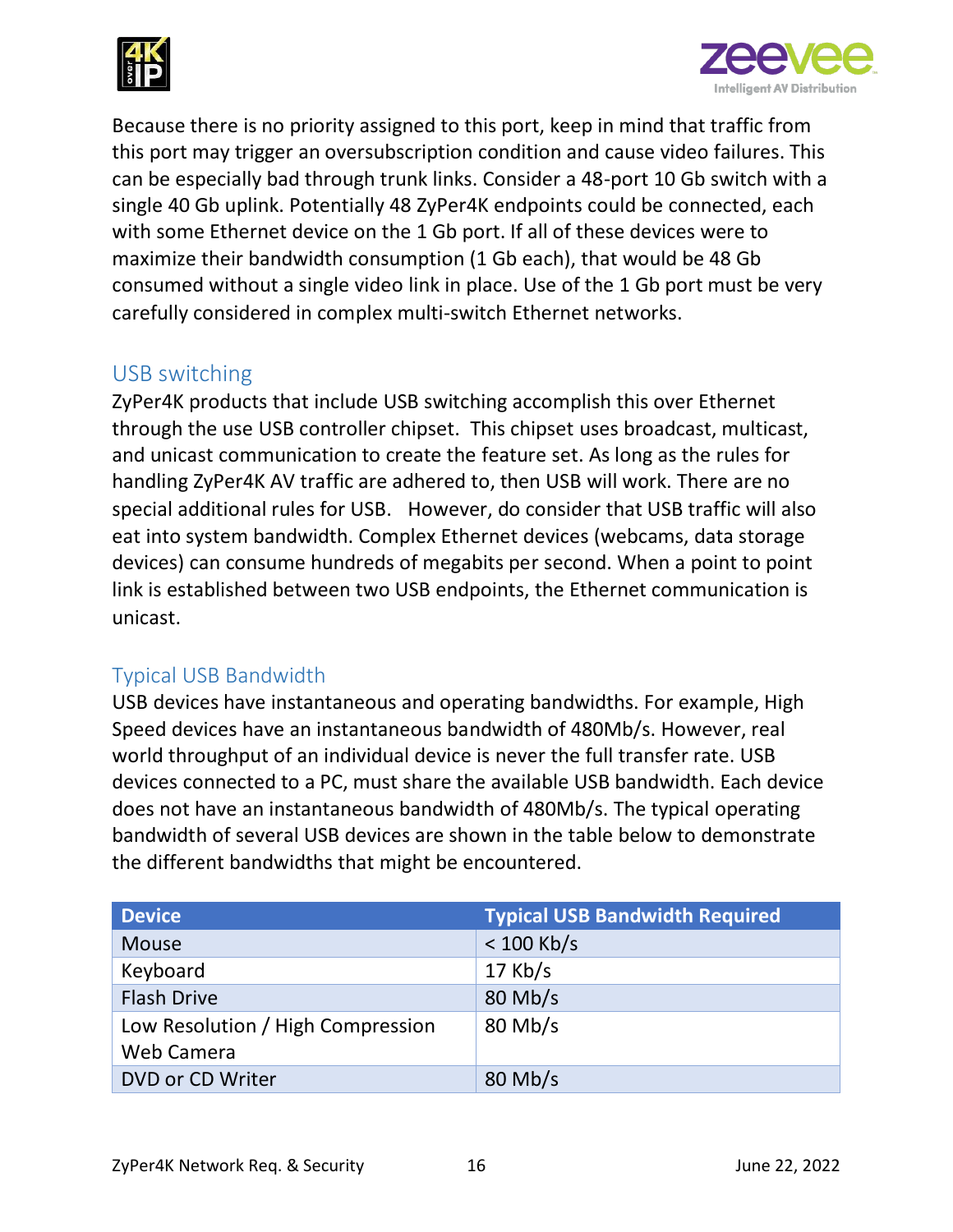Because there is no priority assigned to this port, keep in mind that traffic from this port may trigger an oversubscription condition and cause video failures. This can be especially bad through trunk links. Consider a 48-port 10 Gb switch with a single 40 Gb uplink. Potentially 48 ZyPer4K endpoints could be connected, each with some Ethernet device on the 1 Gb port. If all of these devices were to maximize their bandwidth consumption (1 Gb each), that would be 48 Gb consumed without a single video link in place. Use of the 1 Gb port must be very carefully considered in complex multi-switch Ethernet networks.

## USB switching

ZyPer4K products that include USB switching accomplish this over Ethernet through the use USB controller chipset. This chipset uses broadcast, multicast, and unicast communication to create the feature set. As long as the rules for handling ZyPer4K AV traffic are adhered to, then USB will work. There are no special additional rules for USB. However, do consider that USB traffic will also eat into system bandwidth. Complex Ethernet devices (webcams, data storage devices) can consume hundreds of megabits per second. When a point to point link is established between two USB endpoints, the Ethernet communication is unicast.

## Typical USB Bandwidth

USB devices have instantaneous and operating bandwidths. For example, High Speed devices have an instantaneous bandwidth of 480Mb/s. However, real world throughput of an individual device is never the full transfer rate. USB devices connected to a PC, must share the available USB bandwidth. Each device does not have an instantaneous bandwidth of 480Mb/s. The typical operating bandwidth of several USB devices are shown in the table below to demonstrate the different bandwidths that might be encountered.

| Device | Typical USB Bandwidth Required |
| --- | --- |
| Mouse | < 100 Kb/s |
| Keyboard | 17 Kb/s |
| Flash Drive | 80 Mb/s |
| Low Resolution / High Compression Web Camera | 80 Mb/s |
| DVD or CD Writer | 80 Mb/s |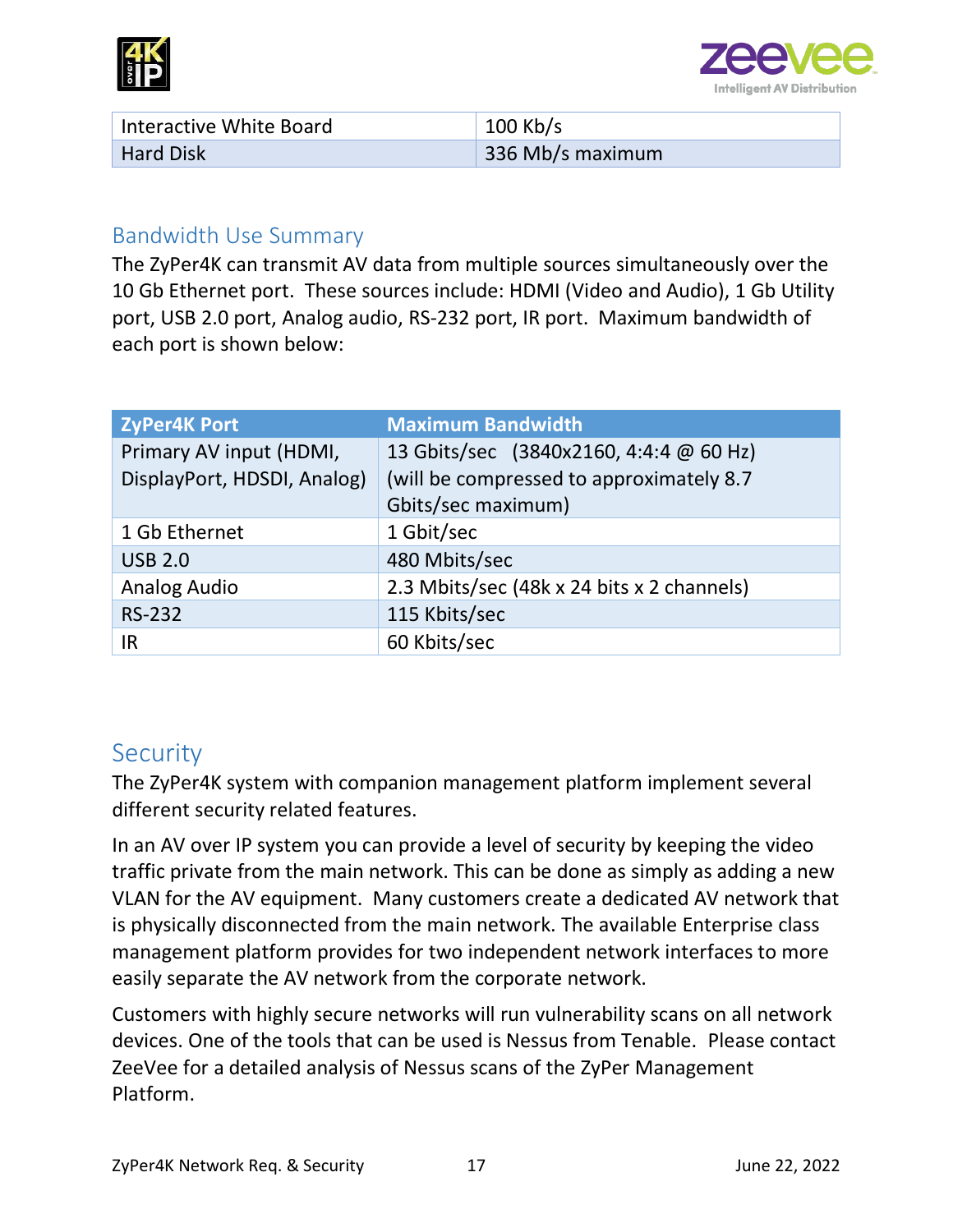| Interactive White Board | 100 Kb/s |
|---|---|
| Hard Disk | 336 Mb/s maximum |

## Bandwidth Use Summary

The ZyPer4K can transmit AV data from multiple sources simultaneously over the 10 Gb Ethernet port. These sources include: HDMI (Video and Audio), 1 Gb Utility port, USB 2.0 port, Analog audio, RS-232 port, IR port. Maximum bandwidth of each port is shown below:

| ZyPer4K Port | Maximum Bandwidth |
|---|---|
| Primary AV input (HDMI, DisplayPort, HDSDI, Analog) | 13 Gbits/sec (3840x2160, 4:4:4 @ 60 Hz) (will be compressed to approximately 8.7 Gbits/sec maximum) |
| 1 Gb Ethernet | 1 Gbit/sec |
| USB 2.0 | 480 Mbits/sec |
| Analog Audio | 2.3 Mbits/sec (48k x 24 bits x 2 channels) |
| RS-232 | 115 Kbits/sec |
| IR | 60 Kbits/sec |

## Security

The ZyPer4K system with companion management platform implement several different security related features.

In an AV over IP system you can provide a level of security by keeping the video traffic private from the main network. This can be done as simply as adding a new VLAN for the AV equipment. Many customers create a dedicated AV network that is physically disconnected from the main network. The available Enterprise class management platform provides for two independent network interfaces to more easily separate the AV network from the corporate network.

Customers with highly secure networks will run vulnerability scans on all network devices. One of the tools that can be used is Nessus from Tenable. Please contact ZeeVee for a detailed analysis of Nessus scans of the ZyPer Management Platform.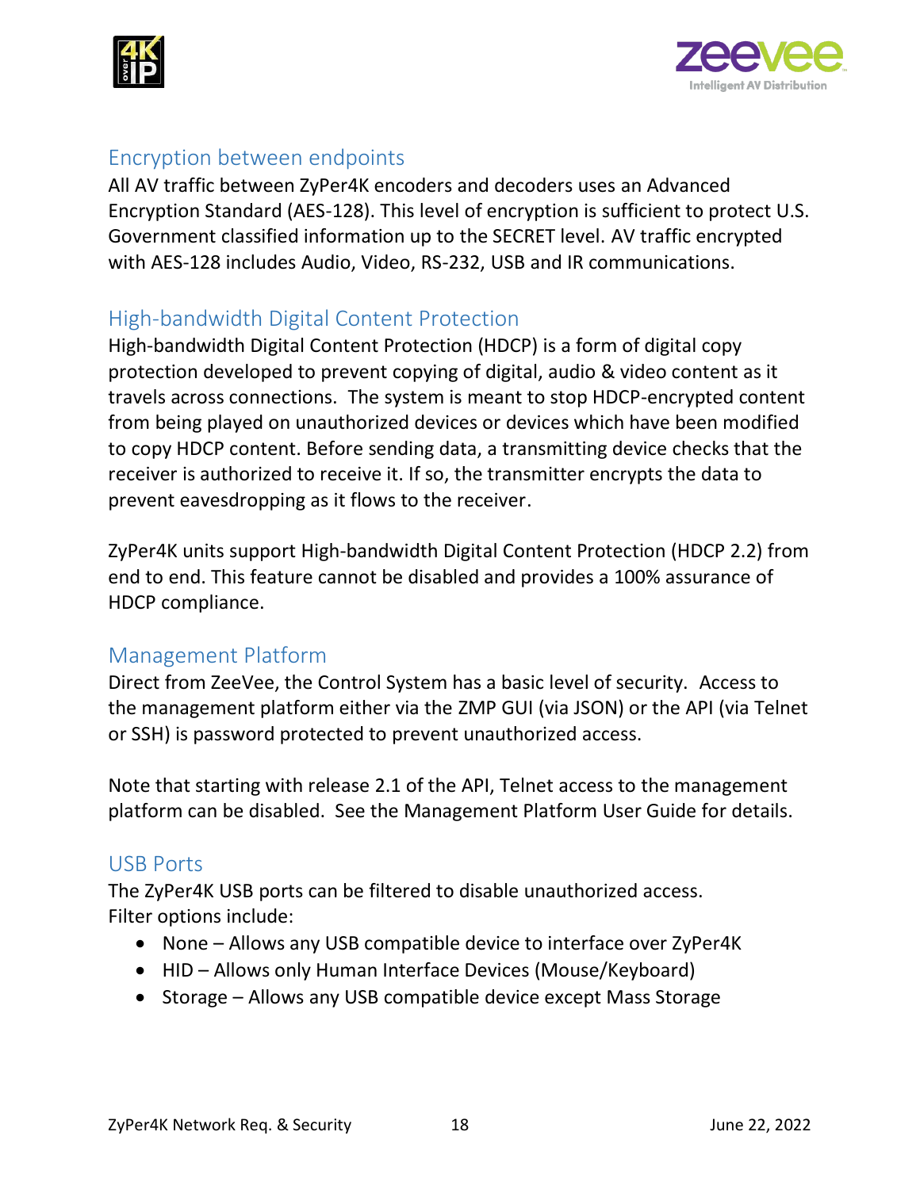## Encryption between endpoints

All AV traffic between ZyPer4K encoders and decoders uses an Advanced Encryption Standard (AES-128). This level of encryption is sufficient to protect U.S. Government classified information up to the SECRET level. AV traffic encrypted with AES-128 includes Audio, Video, RS-232, USB and IR communications.

## High-bandwidth Digital Content Protection

High-bandwidth Digital Content Protection (HDCP) is a form of digital copy protection developed to prevent copying of digital, audio & video content as it travels across connections. The system is meant to stop HDCP-encrypted content from being played on unauthorized devices or devices which have been modified to copy HDCP content. Before sending data, a transmitting device checks that the receiver is authorized to receive it. If so, the transmitter encrypts the data to prevent eavesdropping as it flows to the receiver.

ZyPer4K units support High-bandwidth Digital Content Protection (HDCP 2.2) from end to end. This feature cannot be disabled and provides a 100% assurance of HDCP compliance.

## Management Platform

Direct from ZeeVee, the Control System has a basic level of security. Access to the management platform either via the ZMP GUI (via JSON) or the API (via Telnet or SSH) is password protected to prevent unauthorized access.

Note that starting with release 2.1 of the API, Telnet access to the management platform can be disabled. See the Management Platform User Guide for details.

## USB Ports

The ZyPer4K USB ports can be filtered to disable unauthorized access. Filter options include:

- None – Allows any USB compatible device to interface over ZyPer4K
- HID – Allows only Human Interface Devices (Mouse/Keyboard)
- Storage – Allows any USB compatible device except Mass Storage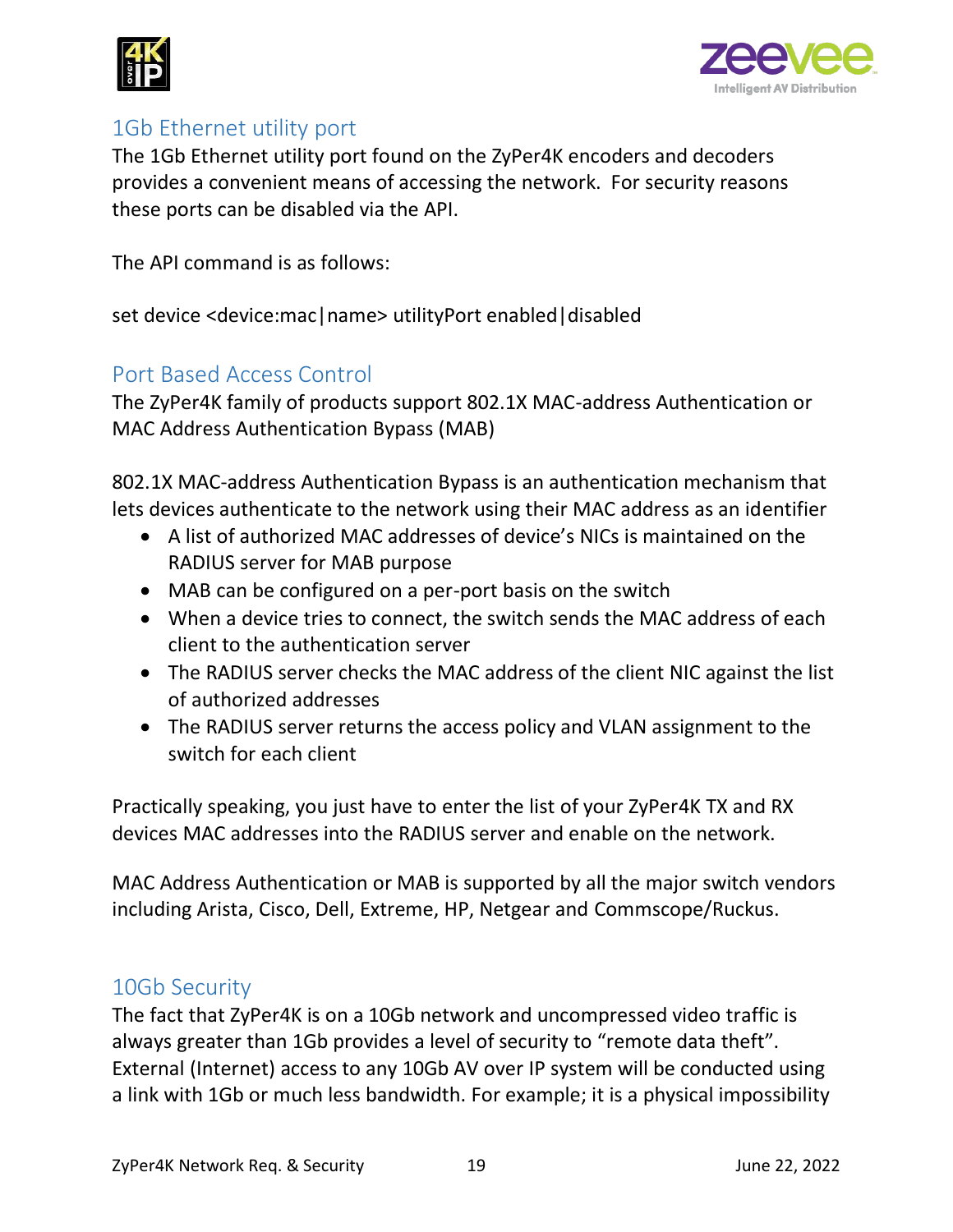## 1Gb Ethernet utility port

The 1Gb Ethernet utility port found on the ZyPer4K encoders and decoders provides a convenient means of accessing the network. For security reasons these ports can be disabled via the API.

The API command is as follows:

set device <device:mac|name> utilityPort enabled|disabled

## Port Based Access Control

The ZyPer4K family of products support 802.1X MAC-address Authentication or MAC Address Authentication Bypass (MAB)

802.1X MAC-address Authentication Bypass is an authentication mechanism that lets devices authenticate to the network using their MAC address as an identifier

- A list of authorized MAC addresses of device's NICs is maintained on the RADIUS server for MAB purpose
- MAB can be configured on a per-port basis on the switch
- When a device tries to connect, the switch sends the MAC address of each client to the authentication server
- The RADIUS server checks the MAC address of the client NIC against the list of authorized addresses
- The RADIUS server returns the access policy and VLAN assignment to the switch for each client

Practically speaking, you just have to enter the list of your ZyPer4K TX and RX devices MAC addresses into the RADIUS server and enable on the network.

MAC Address Authentication or MAB is supported by all the major switch vendors including Arista, Cisco, Dell, Extreme, HP, Netgear and Commscope/Ruckus.

## 10Gb Security

The fact that ZyPer4K is on a 10Gb network and uncompressed video traffic is always greater than 1Gb provides a level of security to "remote data theft". External (Internet) access to any 10Gb AV over IP system will be conducted using a link with 1Gb or much less bandwidth. For example; it is a physical impossibility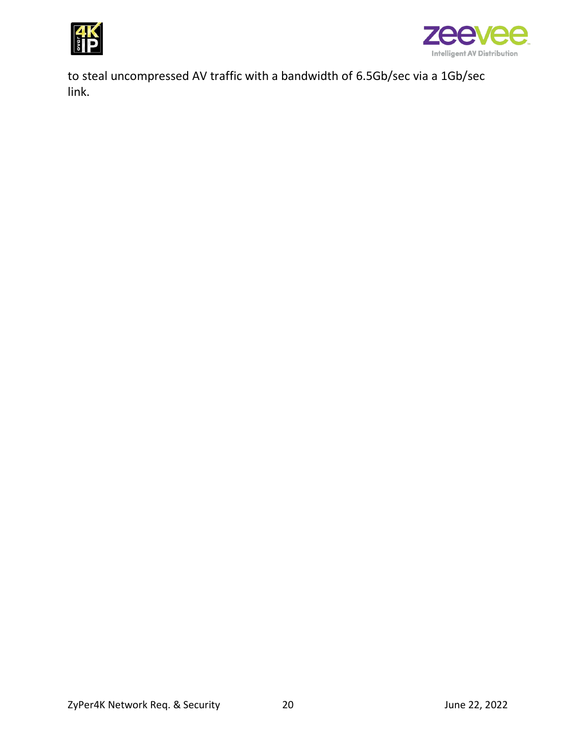to steal uncompressed AV traffic with a bandwidth of 6.5Gb/sec via a 1Gb/sec link.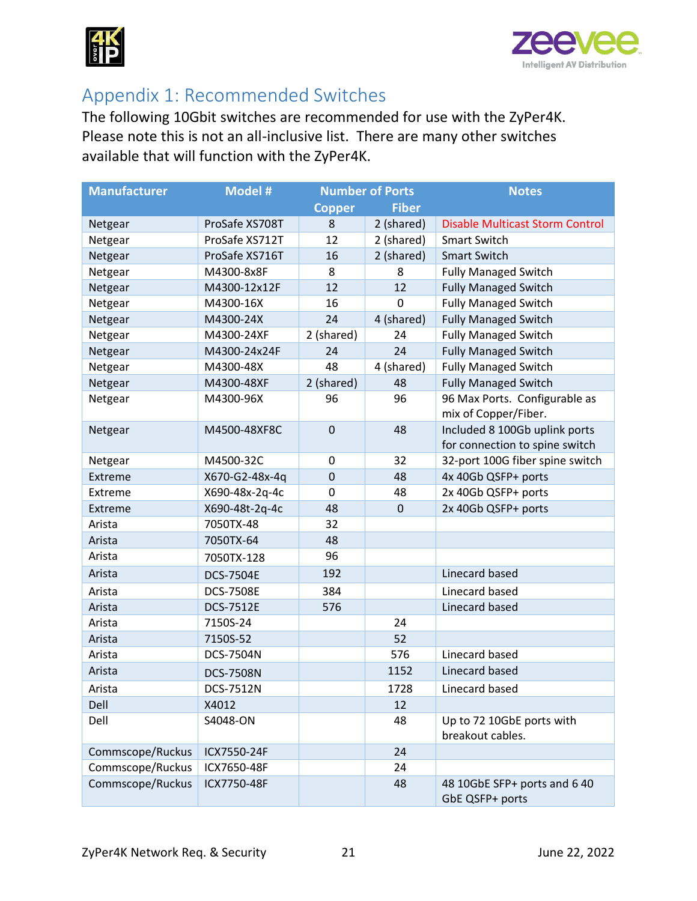## Appendix 1: Recommended Switches

The following 10Gbit switches are recommended for use with the ZyPer4K. Please note this is not an all-inclusive list. There are many other switches available that will function with the ZyPer4K.

| Manufacturer | Model # | Number of Ports | | Notes |
|---|---|---|---|---|
| | | Copper | Fiber | |
| Netgear | ProSafe XS708T | 8 | 2 (shared) | Disable Multicast Storm Control |
| Netgear | ProSafe XS712T | 12 | 2 (shared) | Smart Switch |
| Netgear | ProSafe XS716T | 16 | 2 (shared) | Smart Switch |
| Netgear | M4300-8x8F | 8 | 8 | Fully Managed Switch |
| Netgear | M4300-12x12F | 12 | 12 | Fully Managed Switch |
| Netgear | M4300-16X | 16 | 0 | Fully Managed Switch |
| Netgear | M4300-24X | 24 | 4 (shared) | Fully Managed Switch |
| Netgear | M4300-24XF | 2 (shared) | 24 | Fully Managed Switch |
| Netgear | M4300-24x24F | 24 | 24 | Fully Managed Switch |
| Netgear | M4300-48X | 48 | 4 (shared) | Fully Managed Switch |
| Netgear | M4300-48XF | 2 (shared) | 48 | Fully Managed Switch |
| Netgear | M4300-96X | 96 | 96 | 96 Max Ports. Configurable as mix of Copper/Fiber. |
| Netgear | M4500-48XF8C | 0 | 48 | Included 8 100Gb uplink ports for connection to spine switch |
| Netgear | M4500-32C | 0 | 32 | 32-port 100G fiber spine switch |
| Extreme | X670-G2-48x-4q | 0 | 48 | 4x 40Gb QSFP+ ports |
| Extreme | X690-48x-2q-4c | 0 | 48 | 2x 40Gb QSFP+ ports |
| Extreme | X690-48t-2q-4c | 48 | 0 | 2x 40Gb QSFP+ ports |
| Arista | 7050TX-48 | 32 | | |
| Arista | 7050TX-64 | 48 | | |
| Arista | 7050TX-128 | 96 | | |
| Arista | DCS-7504E | 192 | | Linecard based |
| Arista | DCS-7508E | 384 | | Linecard based |
| Arista | DCS-7512E | 576 | | Linecard based |
| Arista | 7150S-24 | | 24 | |
| Arista | 7150S-52 | | 52 | |
| Arista | DCS-7504N | | 576 | Linecard based |
| Arista | DCS-7508N | | 1152 | Linecard based |
| Arista | DCS-7512N | | 1728 | Linecard based |
| Dell | X4012 | | 12 | |
| Dell | S4048-ON | | 48 | Up to 72 10GbE ports with breakout cables. |
| Commscope/Ruckus | ICX7550-24F | | 24 | |
| Commscope/Ruckus | ICX7650-48F | | 24 | |
| Commscope/Ruckus | ICX7750-48F | | 48 | 48 10GbE SFP+ ports and 6 40 GbE QSFP+ ports |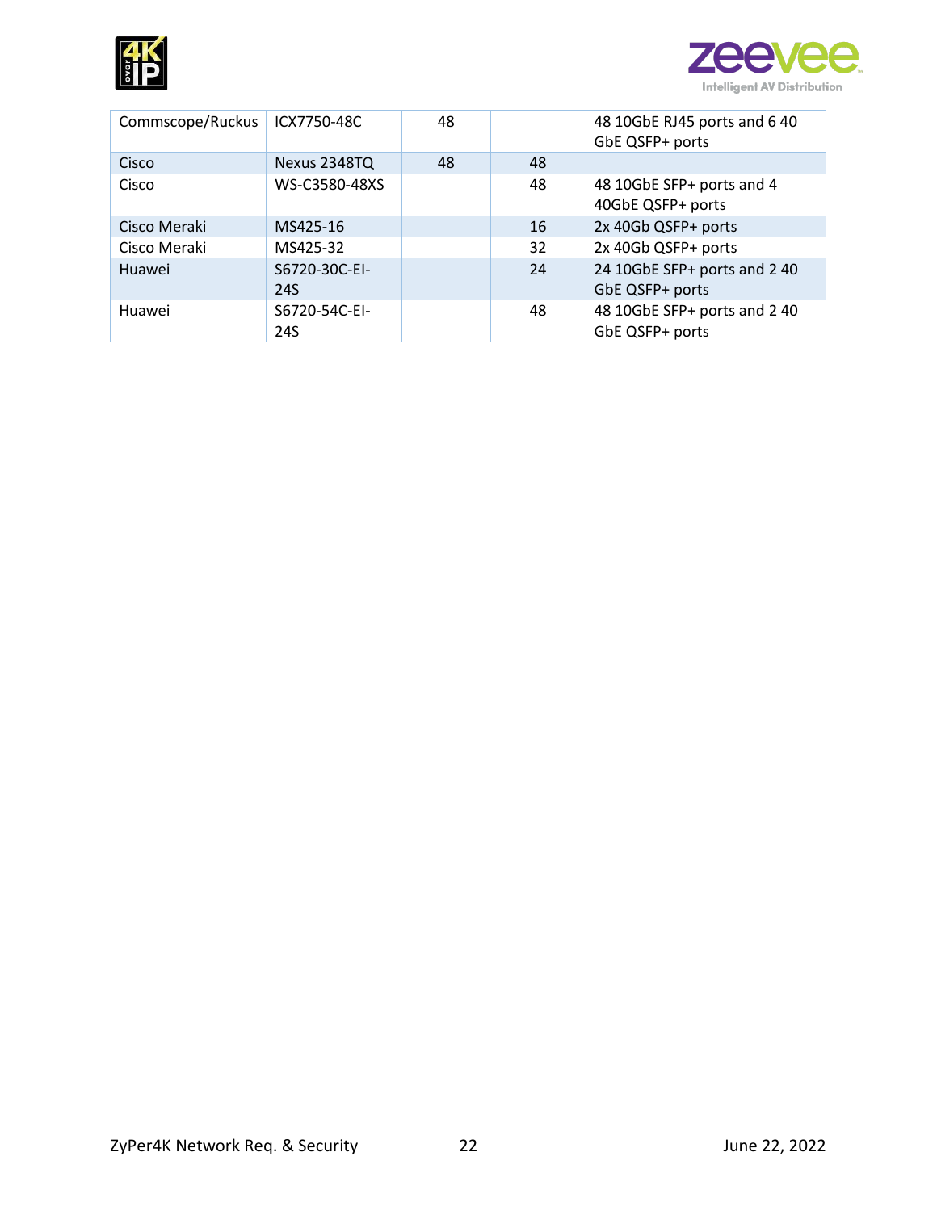| | | | | |
|---|---|---|---|---|
| Commscope/Ruckus | ICX7750-48C | 48 | | 48 10GbE RJ45 ports and 6 40 GbE QSFP+ ports |
| Cisco | Nexus 2348TQ | 48 | 48 | |
| Cisco | WS-C3580-48XS | | 48 | 48 10GbE SFP+ ports and 4 40GbE QSFP+ ports |
| Cisco Meraki | MS425-16 | | 16 | 2x 40Gb QSFP+ ports |
| Cisco Meraki | MS425-32 | | 32 | 2x 40Gb QSFP+ ports |
| Huawei | S6720-30C-EI-24S | | 24 | 24 10GbE SFP+ ports and 2 40 GbE QSFP+ ports |
| Huawei | S6720-54C-EI-24S | | 48 | 48 10GbE SFP+ ports and 2 40 GbE QSFP+ ports |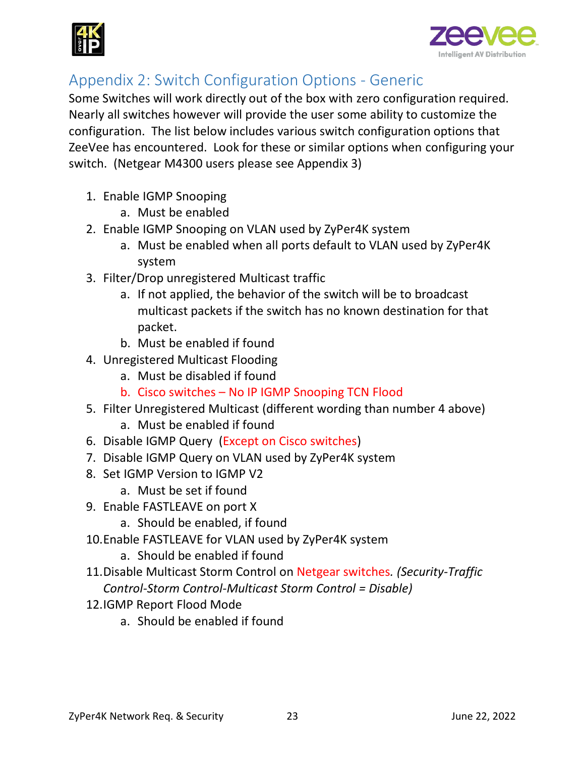## Appendix 2: Switch Configuration Options - Generic

Some Switches will work directly out of the box with zero configuration required. Nearly all switches however will provide the user some ability to customize the configuration. The list below includes various switch configuration options that ZeeVee has encountered. Look for these or similar options when configuring your switch. (Netgear M4300 users please see Appendix 3)

1. Enable IGMP Snooping
    a. Must be enabled
2. Enable IGMP Snooping on VLAN used by ZyPer4K system
    a. Must be enabled when all ports default to VLAN used by ZyPer4K system
3. Filter/Drop unregistered Multicast traffic
    a. If not applied, the behavior of the switch will be to broadcast multicast packets if the switch has no known destination for that packet.
    b. Must be enabled if found
4. Unregistered Multicast Flooding
    a. Must be disabled if found
    b. Cisco switches – No IP IGMP Snooping TCN Flood
5. Filter Unregistered Multicast (different wording than number 4 above)
    a. Must be enabled if found
6. Disable IGMP Query (Except on Cisco switches)
7. Disable IGMP Query on VLAN used by ZyPer4K system
8. Set IGMP Version to IGMP V2
    a. Must be set if found
9. Enable FASTLEAVE on port X
    a. Should be enabled, if found
10. Enable FASTLEAVE for VLAN used by ZyPer4K system
    a. Should be enabled if found
11. Disable Multicast Storm Control on Netgear switches. *(Security-Traffic Control-Storm Control-Multicast Storm Control = Disable)*
12. IGMP Report Flood Mode
    a. Should be enabled if found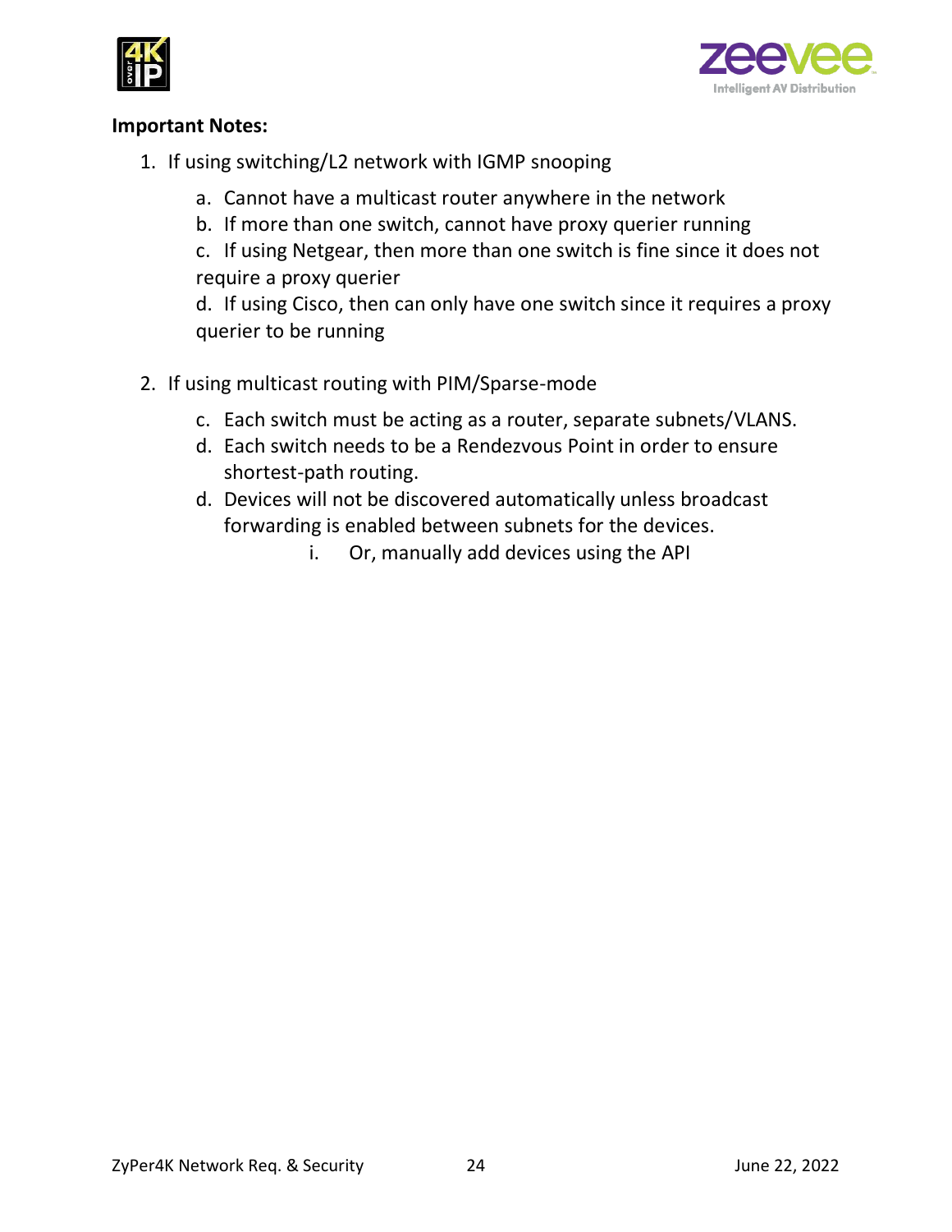**Important Notes:**

1. If using switching/L2 network with IGMP snooping
   a. Cannot have a multicast router anywhere in the network
   b. If more than one switch, cannot have proxy querier running
   c. If using Netgear, then more than one switch is fine since it does not require a proxy querier
   d. If using Cisco, then can only have one switch since it requires a proxy querier to be running

2. If using multicast routing with PIM/Sparse-mode
   c. Each switch must be acting as a router, separate subnets/VLANS.
   d. Each switch needs to be a Rendezvous Point in order to ensure shortest-path routing.
   d. Devices will not be discovered automatically unless broadcast forwarding is enabled between subnets for the devices.
      i. Or, manually add devices using the API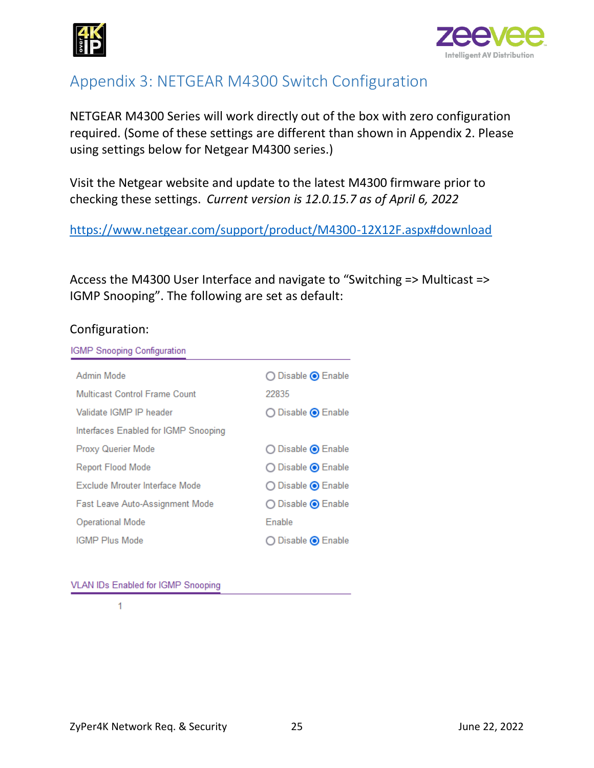# Appendix 3: NETGEAR M4300 Switch Configuration

NETGEAR M4300 Series will work directly out of the box with zero configuration required. (Some of these settings are different than shown in Appendix 2. Please using settings below for Netgear M4300 series.)

Visit the Netgear website and update to the latest M4300 firmware prior to checking these settings. *Current version is 12.0.15.7 as of April 6, 2022*

https://www.netgear.com/support/product/M4300-12X12F.aspx#download

Access the M4300 User Interface and navigate to "Switching => Multicast => IGMP Snooping". The following are set as default:

Configuration:

**IGMP Snooping Configuration**

| Setting | Value |
|---|---|
| Admin Mode | ○ Disable ◉ Enable |
| Multicast Control Frame Count | 22835 |
| Validate IGMP IP header | ○ Disable ◉ Enable |
| Interfaces Enabled for IGMP Snooping | |
| Proxy Querier Mode | ○ Disable ◉ Enable |
| Report Flood Mode | ○ Disable ◉ Enable |
| Exclude Mrouter Interface Mode | ○ Disable ◉ Enable |
| Fast Leave Auto-Assignment Mode | ○ Disable ◉ Enable |
| Operational Mode | Enable |
| IGMP Plus Mode | ○ Disable ◉ Enable |

**VLAN IDs Enabled for IGMP Snooping**

1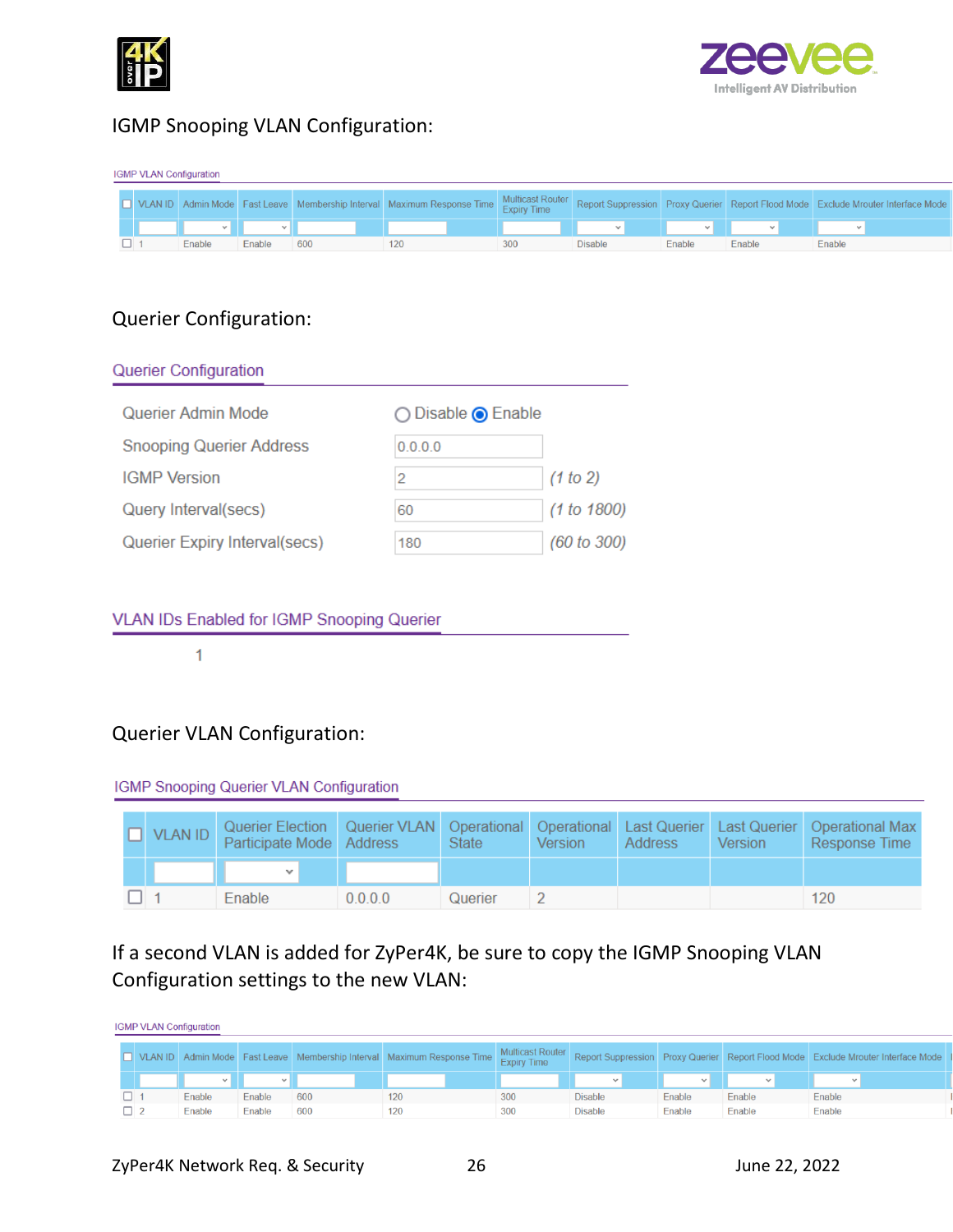IGMP Snooping VLAN Configuration:

IGMP VLAN Configuration

| VLAN ID | Admin Mode | Fast Leave | Membership Interval | Maximum Response Time | Multicast Router Expiry Time | Report Suppression | Proxy Querier | Report Flood Mode | Exclude Mrouter Interface Mode |
|---|---|---|---|---|---|---|---|---|---|
| 1 | Enable | Enable | 600 | 120 | 300 | Disable | Enable | Enable | Enable |

Querier Configuration:

Querier Configuration

| | | |
|---|---|---|
| Querier Admin Mode | ○ Disable ◉ Enable | |
| Snooping Querier Address | 0.0.0.0 | |
| IGMP Version | 2 | *(1 to 2)* |
| Query Interval(secs) | 60 | *(1 to 1800)* |
| Querier Expiry Interval(secs) | 180 | *(60 to 300)* |

VLAN IDs Enabled for IGMP Snooping Querier

1

Querier VLAN Configuration:

IGMP Snooping Querier VLAN Configuration

| VLAN ID | Querier Election Participate Mode | Querier VLAN Address | Operational State | Operational Version | Last Querier Address | Last Querier Version | Operational Max Response Time |
|---|---|---|---|---|---|---|---|
| 1 | Enable | 0.0.0.0 | Querier | 2 | | | 120 |

If a second VLAN is added for ZyPer4K, be sure to copy the IGMP Snooping VLAN Configuration settings to the new VLAN:

IGMP VLAN Configuration

| VLAN ID | Admin Mode | Fast Leave | Membership Interval | Maximum Response Time | Multicast Router Expiry Time | Report Suppression | Proxy Querier | Report Flood Mode | Exclude Mrouter Interface Mode |
|---|---|---|---|---|---|---|---|---|---|
| 1 | Enable | Enable | 600 | 120 | 300 | Disable | Enable | Enable | Enable |
| 2 | Enable | Enable | 600 | 120 | 300 | Disable | Enable | Enable | Enable |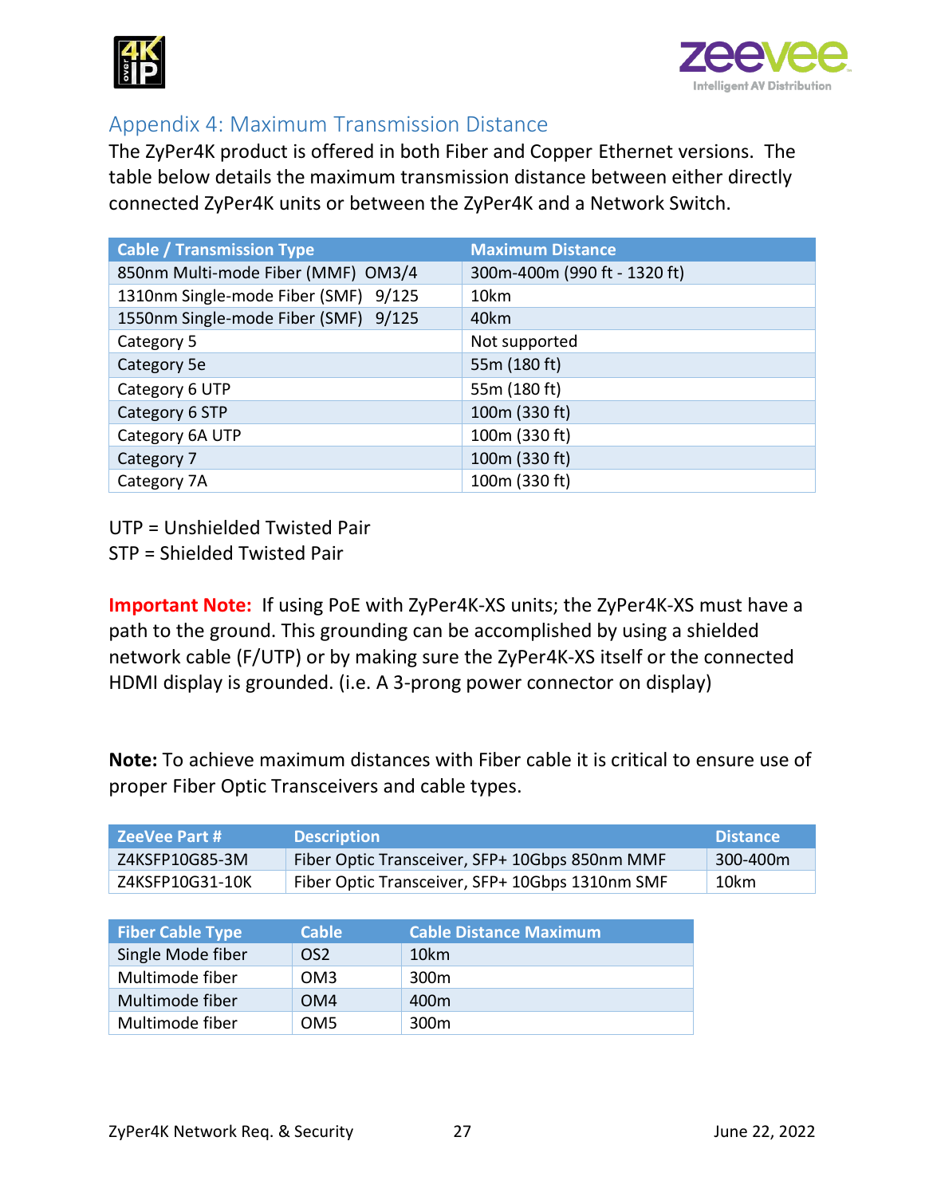## Appendix 4: Maximum Transmission Distance

The ZyPer4K product is offered in both Fiber and Copper Ethernet versions. The table below details the maximum transmission distance between either directly connected ZyPer4K units or between the ZyPer4K and a Network Switch.

| Cable / Transmission Type | Maximum Distance |
|---|---|
| 850nm Multi-mode Fiber (MMF) OM3/4 | 300m-400m (990 ft - 1320 ft) |
| 1310nm Single-mode Fiber (SMF) 9/125 | 10km |
| 1550nm Single-mode Fiber (SMF) 9/125 | 40km |
| Category 5 | Not supported |
| Category 5e | 55m (180 ft) |
| Category 6 UTP | 55m (180 ft) |
| Category 6 STP | 100m (330 ft) |
| Category 6A UTP | 100m (330 ft) |
| Category 7 | 100m (330 ft) |
| Category 7A | 100m (330 ft) |

UTP = Unshielded Twisted Pair
STP = Shielded Twisted Pair

**Important Note:** If using PoE with ZyPer4K-XS units; the ZyPer4K-XS must have a path to the ground. This grounding can be accomplished by using a shielded network cable (F/UTP) or by making sure the ZyPer4K-XS itself or the connected HDMI display is grounded. (i.e. A 3-prong power connector on display)

**Note:** To achieve maximum distances with Fiber cable it is critical to ensure use of proper Fiber Optic Transceivers and cable types.

| ZeeVee Part # | Description | Distance |
|---|---|---|
| Z4KSFP10G85-3M | Fiber Optic Transceiver, SFP+ 10Gbps 850nm MMF | 300-400m |
| Z4KSFP10G31-10K | Fiber Optic Transceiver, SFP+ 10Gbps 1310nm SMF | 10km |

| Fiber Cable Type | Cable | Cable Distance Maximum |
|---|---|---|
| Single Mode fiber | OS2 | 10km |
| Multimode fiber | OM3 | 300m |
| Multimode fiber | OM4 | 400m |
| Multimode fiber | OM5 | 300m |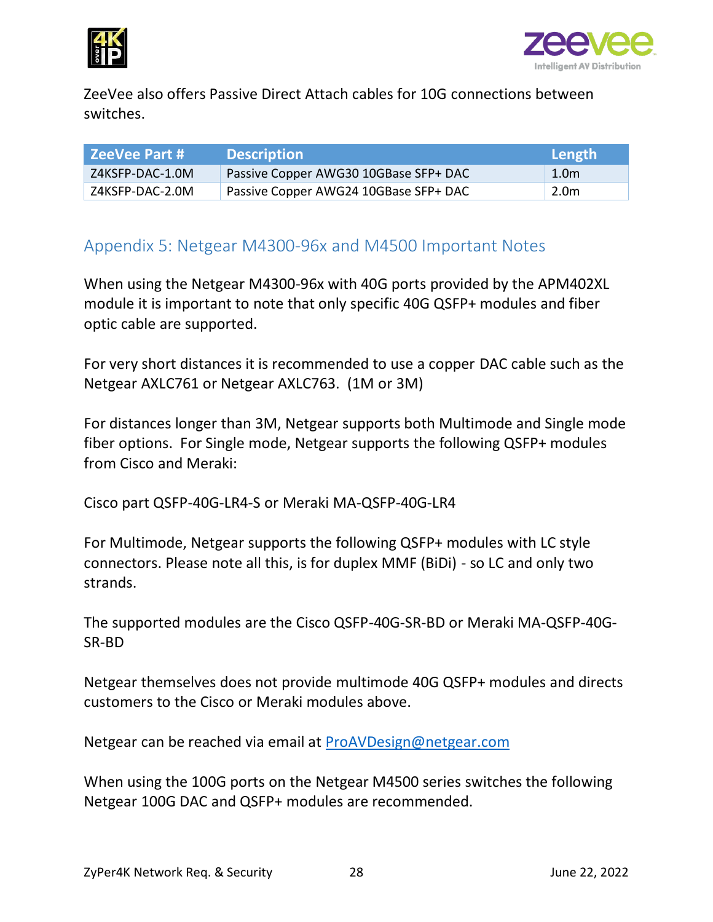ZeeVee also offers Passive Direct Attach cables for 10G connections between switches.

| ZeeVee Part # | Description | Length |
|---|---|---|
| Z4KSFP-DAC-1.0M | Passive Copper AWG30 10GBase SFP+ DAC | 1.0m |
| Z4KSFP-DAC-2.0M | Passive Copper AWG24 10GBase SFP+ DAC | 2.0m |

## Appendix 5: Netgear M4300-96x and M4500 Important Notes

When using the Netgear M4300-96x with 40G ports provided by the APM402XL module it is important to note that only specific 40G QSFP+ modules and fiber optic cable are supported.

For very short distances it is recommended to use a copper DAC cable such as the Netgear AXLC761 or Netgear AXLC763. (1M or 3M)

For distances longer than 3M, Netgear supports both Multimode and Single mode fiber options. For Single mode, Netgear supports the following QSFP+ modules from Cisco and Meraki:

Cisco part QSFP-40G-LR4-S or Meraki MA-QSFP-40G-LR4

For Multimode, Netgear supports the following QSFP+ modules with LC style connectors. Please note all this, is for duplex MMF (BiDi) - so LC and only two strands.

The supported modules are the Cisco QSFP-40G-SR-BD or Meraki MA-QSFP-40G-SR-BD

Netgear themselves does not provide multimode 40G QSFP+ modules and directs customers to the Cisco or Meraki modules above.

Netgear can be reached via email at [ProAVDesign@netgear.com](mailto:ProAVDesign@netgear.com)

When using the 100G ports on the Netgear M4500 series switches the following Netgear 100G DAC and QSFP+ modules are recommended.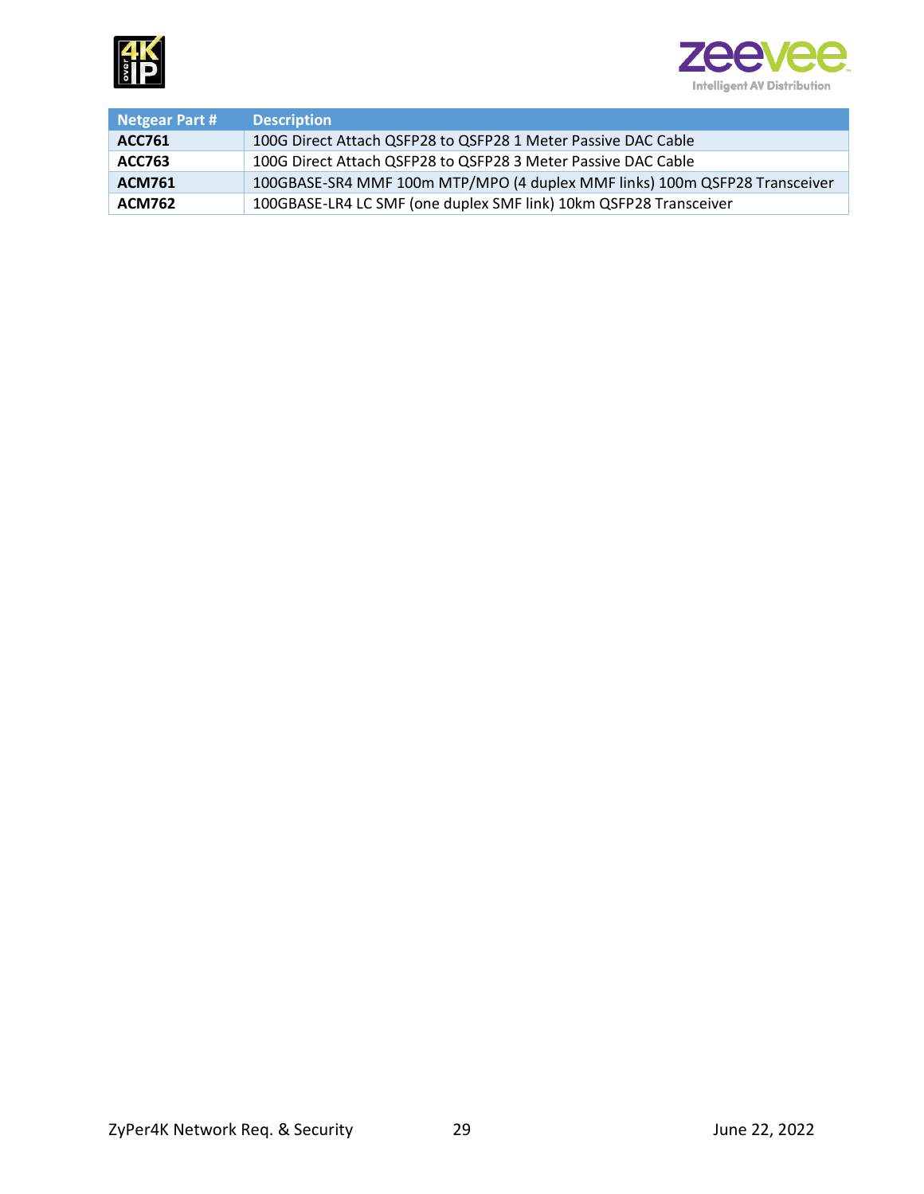| Netgear Part # | Description |
|---|---|
| **ACC761** | 100G Direct Attach QSFP28 to QSFP28 1 Meter Passive DAC Cable |
| **ACC763** | 100G Direct Attach QSFP28 to QSFP28 3 Meter Passive DAC Cable |
| **ACM761** | 100GBASE-SR4 MMF 100m MTP/MPO (4 duplex MMF links) 100m QSFP28 Transceiver |
| **ACM762** | 100GBASE-LR4 LC SMF (one duplex SMF link) 10km QSFP28 Transceiver |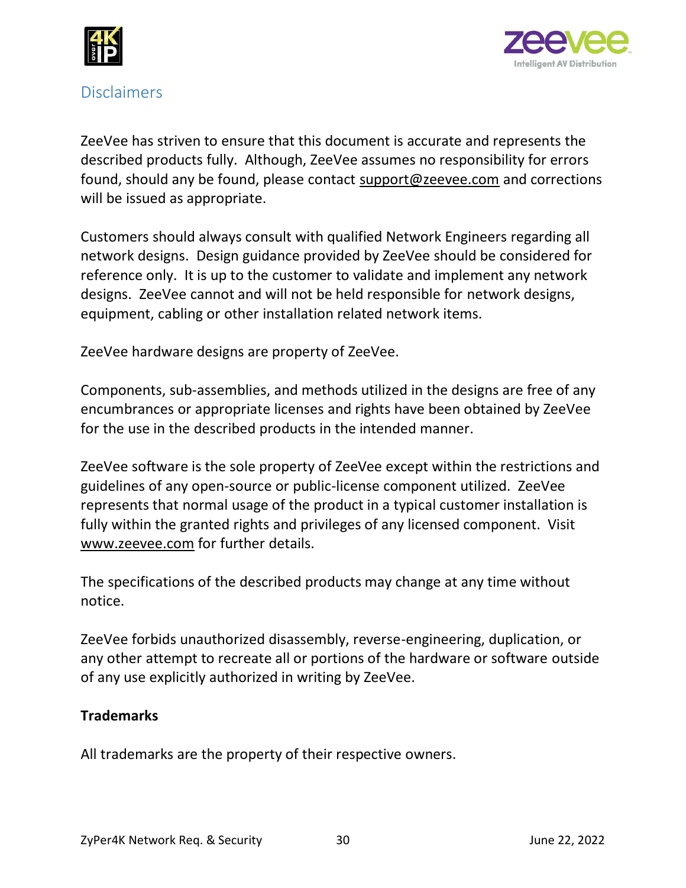## Disclaimers

ZeeVee has striven to ensure that this document is accurate and represents the described products fully. Although, ZeeVee assumes no responsibility for errors found, should any be found, please contact support@zeevee.com and corrections will be issued as appropriate.

Customers should always consult with qualified Network Engineers regarding all network designs. Design guidance provided by ZeeVee should be considered for reference only. It is up to the customer to validate and implement any network designs. ZeeVee cannot and will not be held responsible for network designs, equipment, cabling or other installation related network items.

ZeeVee hardware designs are property of ZeeVee.

Components, sub-assemblies, and methods utilized in the designs are free of any encumbrances or appropriate licenses and rights have been obtained by ZeeVee for the use in the described products in the intended manner.

ZeeVee software is the sole property of ZeeVee except within the restrictions and guidelines of any open-source or public-license component utilized. ZeeVee represents that normal usage of the product in a typical customer installation is fully within the granted rights and privileges of any licensed component. Visit www.zeevee.com for further details.

The specifications of the described products may change at any time without notice.

ZeeVee forbids unauthorized disassembly, reverse-engineering, duplication, or any other attempt to recreate all or portions of the hardware or software outside of any use explicitly authorized in writing by ZeeVee.

**Trademarks**

All trademarks are the property of their respective owners.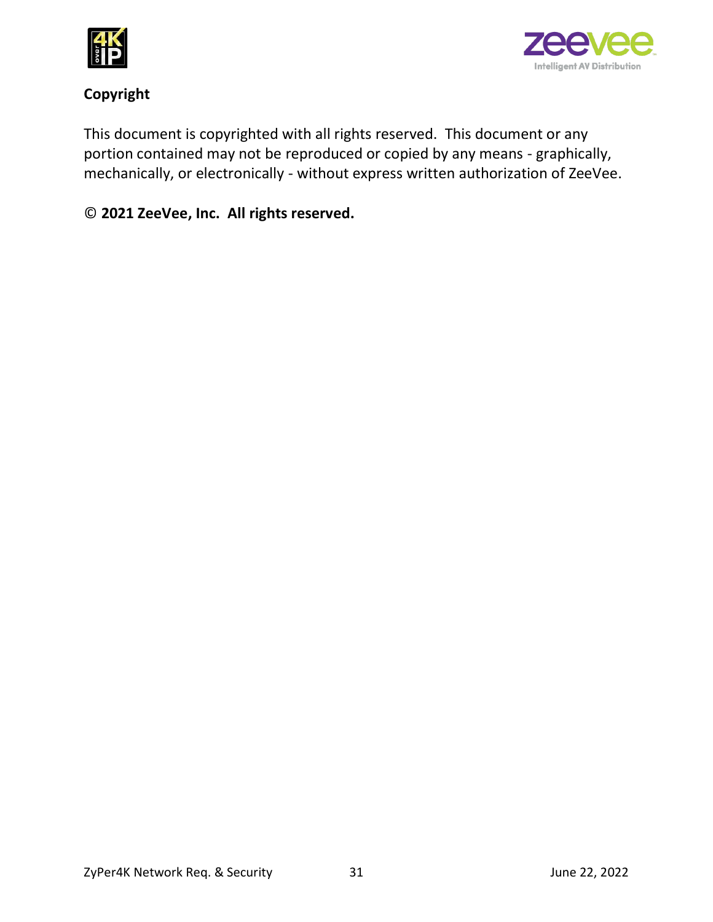## Copyright

This document is copyrighted with all rights reserved. This document or any portion contained may not be reproduced or copied by any means - graphically, mechanically, or electronically - without express written authorization of ZeeVee.

**© 2021 ZeeVee, Inc. All rights reserved.**